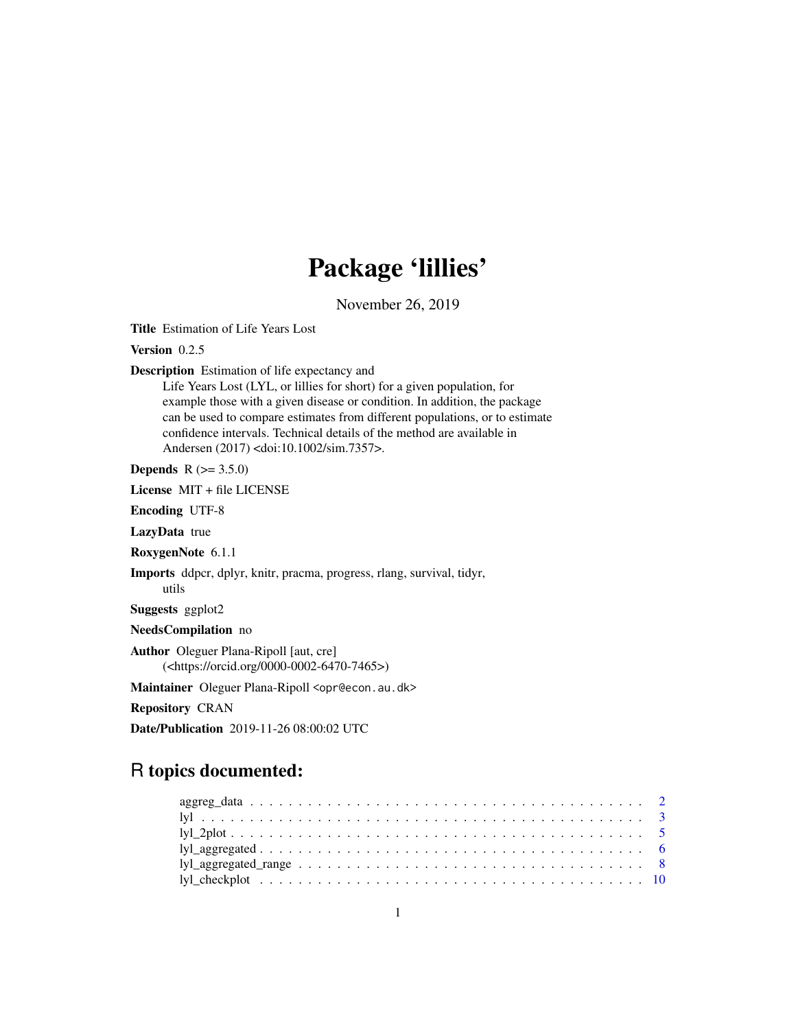# Package 'lillies'

November 26, 2019

**Title** Estimation of Life Years Lost

**Version** 0.2.5

**Description** Estimation of life expectancy and
Life Years Lost (LYL, or lillies for short) for a given population, for example those with a given disease or condition. In addition, the package can be used to compare estimates from different populations, or to estimate confidence intervals. Technical details of the method are available in Andersen (2017) <doi:10.1002/sim.7357>.

**Depends** R (>= 3.5.0)

**License** MIT + file LICENSE

**Encoding** UTF-8

**LazyData** true

**RoxygenNote** 6.1.1

**Imports** ddpcr, dplyr, knitr, pracma, progress, rlang, survival, tidyr, utils

**Suggests** ggplot2

**NeedsCompilation** no

**Author** Oleguer Plana-Ripoll [aut, cre] (<https://orcid.org/0000-0002-6470-7465>)

**Maintainer** Oleguer Plana-Ripoll <opr@econ.au.dk>

**Repository** CRAN

**Date/Publication** 2019-11-26 08:00:02 UTC

## R topics documented:

- aggreg_data . . . . . . . . . . . . . . . . . . . . . . . . . . . . . . . . . . . . . . . 2
- lyl . . . . . . . . . . . . . . . . . . . . . . . . . . . . . . . . . . . . . . . . . . . 3
- lyl_2plot . . . . . . . . . . . . . . . . . . . . . . . . . . . . . . . . . . . . . . . . 5
- lyl_aggregated . . . . . . . . . . . . . . . . . . . . . . . . . . . . . . . . . . . . . 6
- lyl_aggregated_range . . . . . . . . . . . . . . . . . . . . . . . . . . . . . . . . . 8
- lyl_checkplot . . . . . . . . . . . . . . . . . . . . . . . . . . . . . . . . . . . . . 10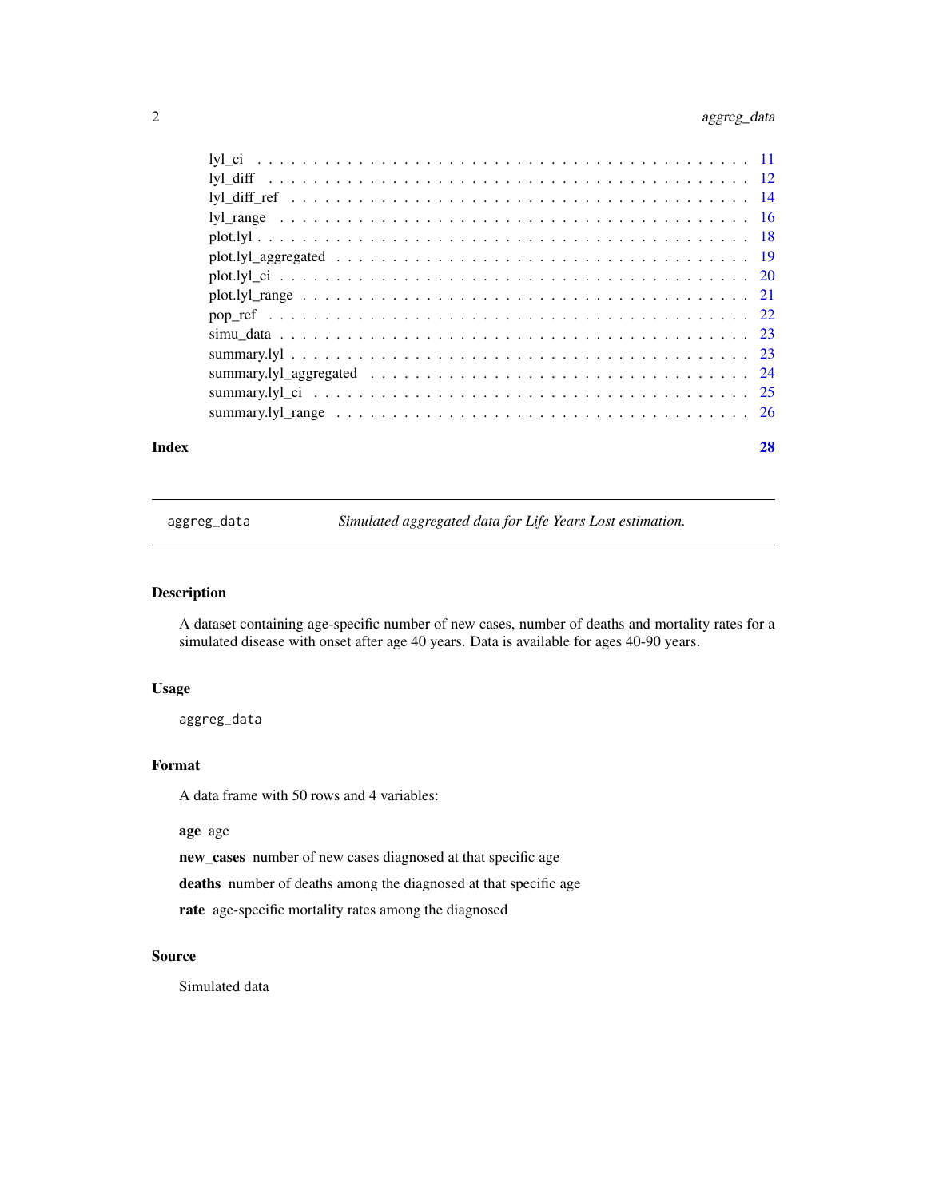| | |
|---|---|
| lyl_ci | 11 |
| lyl_diff | 12 |
| lyl_diff_ref | 14 |
| lyl_range | 16 |
| plot.lyl | 18 |
| plot.lyl_aggregated | 19 |
| plot.lyl_ci | 20 |
| plot.lyl_range | 21 |
| pop_ref | 22 |
| simu_data | 23 |
| summary.lyl | 23 |
| summary.lyl_aggregated | 24 |
| summary.lyl_ci | 25 |
| summary.lyl_range | 26 |

**Index** 28

---

## aggreg_data — *Simulated aggregated data for Life Years Lost estimation.*

### Description

A dataset containing age-specific number of new cases, number of deaths and mortality rates for a simulated disease with onset after age 40 years. Data is available for ages 40-90 years.

### Usage

```
aggreg_data
```

### Format

A data frame with 50 rows and 4 variables:

**age** age

**new_cases** number of new cases diagnosed at that specific age

**deaths** number of deaths among the diagnosed at that specific age

**rate** age-specific mortality rates among the diagnosed

### Source

Simulated data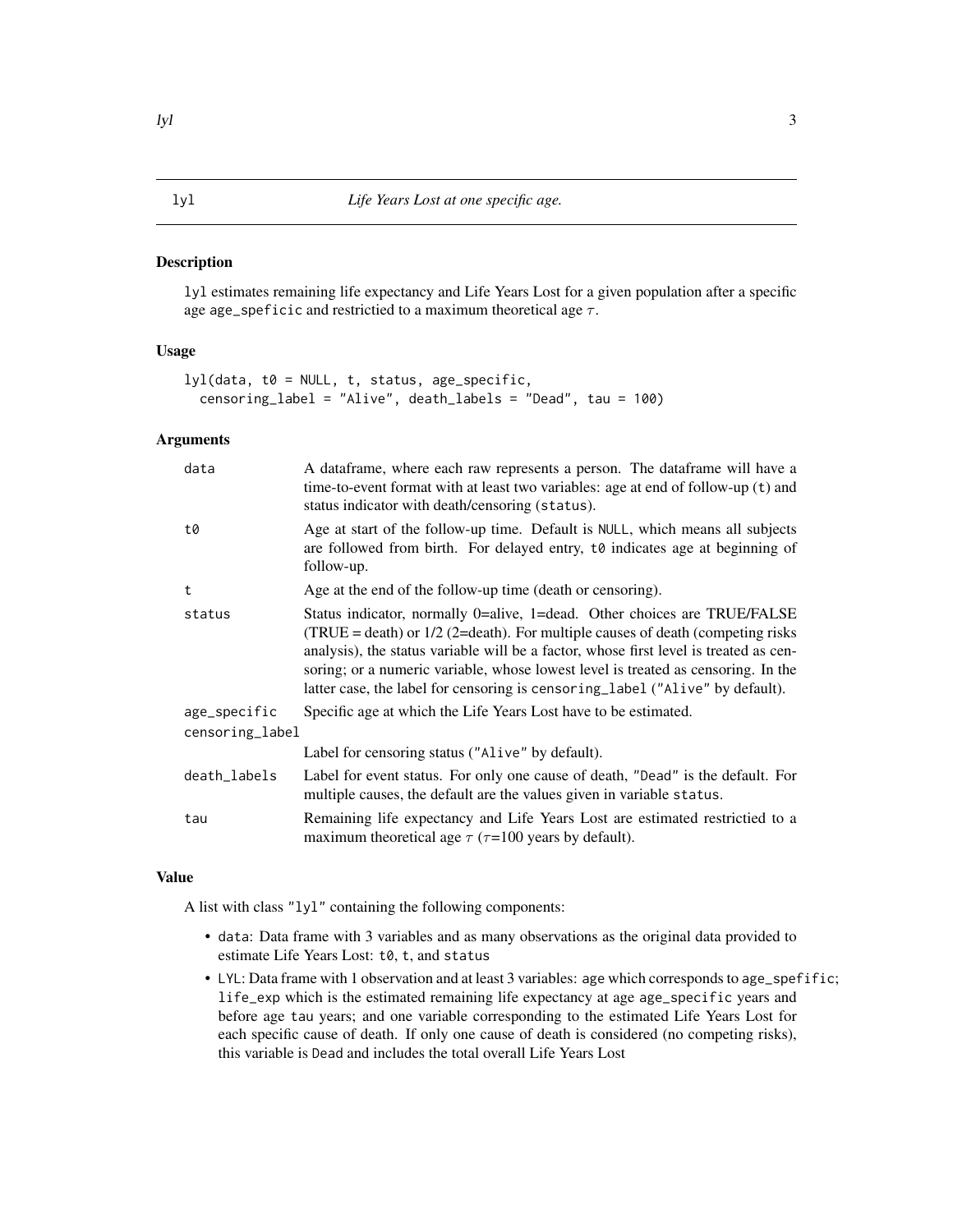# lyl — *Life Years Lost at one specific age.*

## Description

lyl estimates remaining life expectancy and Life Years Lost for a given population after a specific age age_speficic and restrictied to a maximum theoretical age $\tau$.

## Usage

```
lyl(data, t0 = NULL, t, status, age_specific,
  censoring_label = "Alive", death_labels = "Dead", tau = 100)
```

## Arguments

| Argument | Description |
| --- | --- |
| data | A dataframe, where each raw represents a person. The dataframe will have a time-to-event format with at least two variables: age at end of follow-up (t) and status indicator with death/censoring (status). |
| t0 | Age at start of the follow-up time. Default is NULL, which means all subjects are followed from birth. For delayed entry, t0 indicates age at beginning of follow-up. |
| t | Age at the end of the follow-up time (death or censoring). |
| status | Status indicator, normally 0=alive, 1=dead. Other choices are TRUE/FALSE (TRUE = death) or 1/2 (2=death). For multiple causes of death (competing risks analysis), the status variable will be a factor, whose first level is treated as censoring; or a numeric variable, whose lowest level is treated as censoring. In the latter case, the label for censoring is censoring_label ("Alive" by default). |
| age_specific | Specific age at which the Life Years Lost have to be estimated. |
| censoring_label | Label for censoring status ("Alive" by default). |
| death_labels | Label for event status. For only one cause of death, "Dead" is the default. For multiple causes, the default are the values given in variable status. |
| tau | Remaining life expectancy and Life Years Lost are estimated restrictied to a maximum theoretical age $\tau$ ($\tau$=100 years by default). |

## Value

A list with class "lyl" containing the following components:

- data: Data frame with 3 variables and as many observations as the original data provided to estimate Life Years Lost: t0, t, and status
- LYL: Data frame with 1 observation and at least 3 variables: age which corresponds to age_spefific; life_exp which is the estimated remaining life expectancy at age age_specific years and before age tau years; and one variable corresponding to the estimated Life Years Lost for each specific cause of death. If only one cause of death is considered (no competing risks), this variable is Dead and includes the total overall Life Years Lost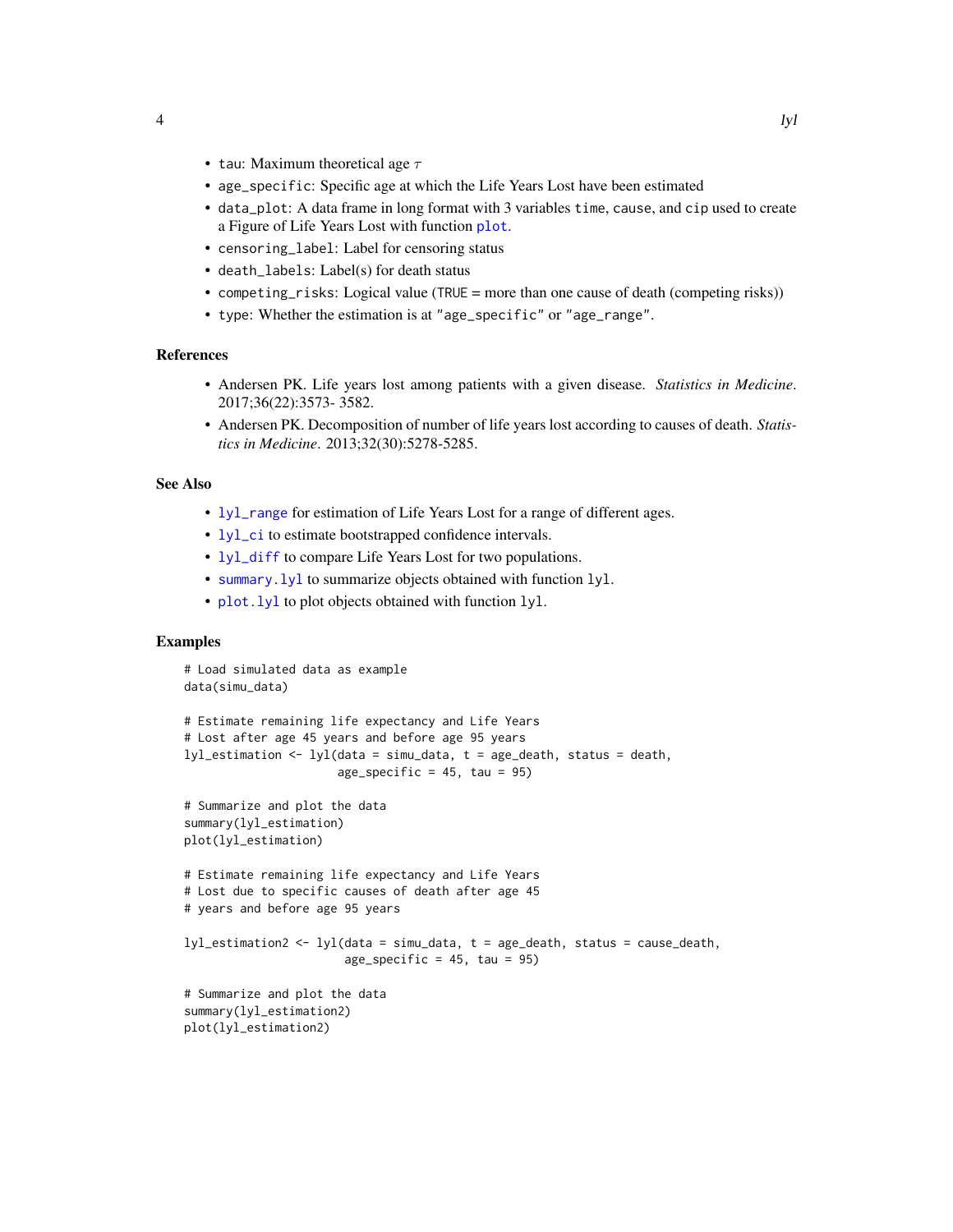- `tau`: Maximum theoretical age $\tau$
- `age_specific`: Specific age at which the Life Years Lost have been estimated
- `data_plot`: A data frame in long format with 3 variables `time`, `cause`, and `cip` used to create a Figure of Life Years Lost with function `plot`.
- `censoring_label`: Label for censoring status
- `death_labels`: Label(s) for death status
- `competing_risks`: Logical value (`TRUE` = more than one cause of death (competing risks))
- `type`: Whether the estimation is at `"age_specific"` or `"age_range"`.

### References

- Andersen PK. Life years lost among patients with a given disease. *Statistics in Medicine*. 2017;36(22):3573- 3582.
- Andersen PK. Decomposition of number of life years lost according to causes of death. *Statistics in Medicine*. 2013;32(30):5278-5285.

### See Also

- `lyl_range` for estimation of Life Years Lost for a range of different ages.
- `lyl_ci` to estimate bootstrapped confidence intervals.
- `lyl_diff` to compare Life Years Lost for two populations.
- `summary.lyl` to summarize objects obtained with function `lyl`.
- `plot.lyl` to plot objects obtained with function `lyl`.

### Examples

```
# Load simulated data as example
data(simu_data)

# Estimate remaining life expectancy and Life Years
# Lost after age 45 years and before age 95 years
lyl_estimation <- lyl(data = simu_data, t = age_death, status = death,
                      age_specific = 45, tau = 95)

# Summarize and plot the data
summary(lyl_estimation)
plot(lyl_estimation)

# Estimate remaining life expectancy and Life Years
# Lost due to specific causes of death after age 45
# years and before age 95 years

lyl_estimation2 <- lyl(data = simu_data, t = age_death, status = cause_death,
                       age_specific = 45, tau = 95)

# Summarize and plot the data
summary(lyl_estimation2)
plot(lyl_estimation2)
```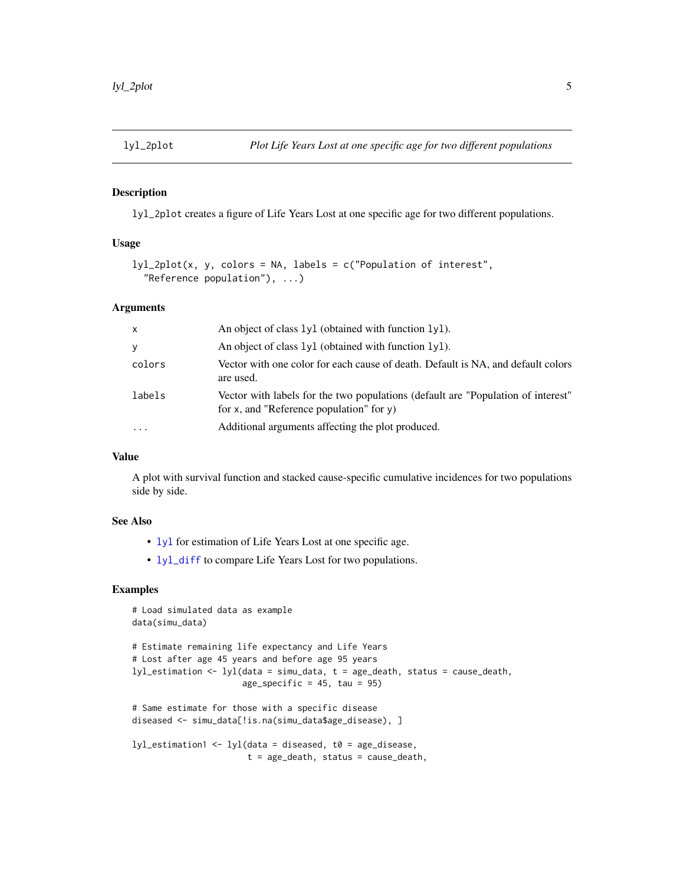## lyl_2plot — *Plot Life Years Lost at one specific age for two different populations*

### Description

`lyl_2plot` creates a figure of Life Years Lost at one specific age for two different populations.

### Usage

```
lyl_2plot(x, y, colors = NA, labels = c("Population of interest",
  "Reference population"), ...)
```

### Arguments

| | |
|---|---|
| `x` | An object of class `lyl` (obtained with function `lyl`). |
| `y` | An object of class `lyl` (obtained with function `lyl`). |
| `colors` | Vector with one color for each cause of death. Default is NA, and default colors are used. |
| `labels` | Vector with labels for the two populations (default are "Population of interest" for `x`, and "Reference population" for `y`) |
| `...` | Additional arguments affecting the plot produced. |

### Value

A plot with survival function and stacked cause-specific cumulative incidences for two populations side by side.

### See Also

- `lyl` for estimation of Life Years Lost at one specific age.
- `lyl_diff` to compare Life Years Lost for two populations.

### Examples

```
# Load simulated data as example
data(simu_data)

# Estimate remaining life expectancy and Life Years
# Lost after age 45 years and before age 95 years
lyl_estimation <- lyl(data = simu_data, t = age_death, status = cause_death,
                      age_specific = 45, tau = 95)

# Same estimate for those with a specific disease
diseased <- simu_data[!is.na(simu_data$age_disease), ]

lyl_estimation1 <- lyl(data = diseased, t0 = age_disease,
                       t = age_death, status = cause_death,
```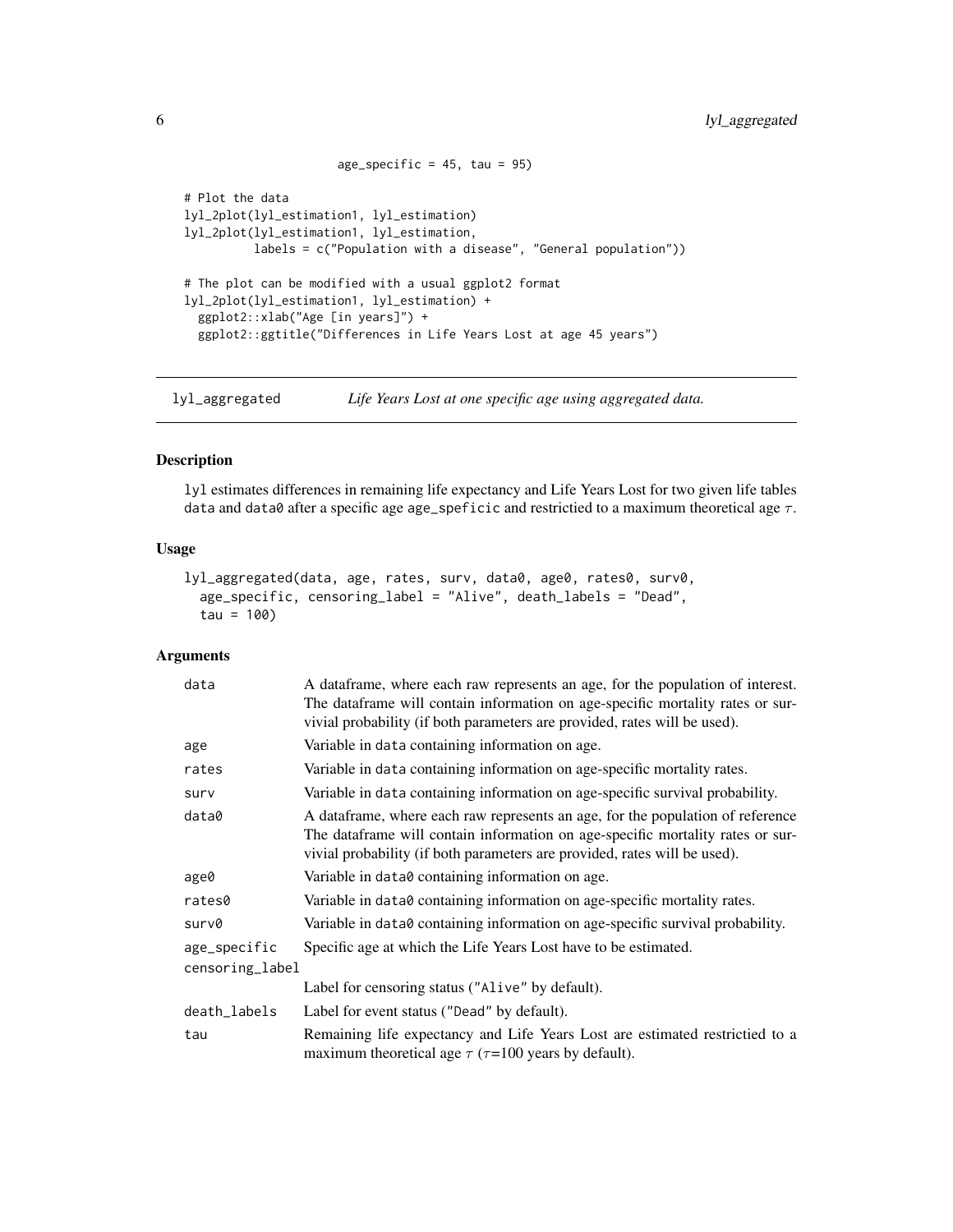```
                          age_specific = 45, tau = 95)

# Plot the data
lyl_2plot(lyl_estimation1, lyl_estimation)
lyl_2plot(lyl_estimation1, lyl_estimation,
          labels = c("Population with a disease", "General population"))

# The plot can be modified with a usual ggplot2 format
lyl_2plot(lyl_estimation1, lyl_estimation) +
  ggplot2::xlab("Age [in years]") +
  ggplot2::ggtitle("Differences in Life Years Lost at age 45 years")
```

## lyl_aggregated — *Life Years Lost at one specific age using aggregated data.*

### Description

lyl estimates differences in remaining life expectancy and Life Years Lost for two given life tables data and data0 after a specific age age_speficic and restrictied to a maximum theoretical age $\tau$.

### Usage

```
lyl_aggregated(data, age, rates, surv, data0, age0, rates0, surv0,
  age_specific, censoring_label = "Alive", death_labels = "Dead",
  tau = 100)
```

### Arguments

| Argument | Description |
|---|---|
| data | A dataframe, where each raw represents an age, for the population of interest. The dataframe will contain information on age-specific mortality rates or survivial probability (if both parameters are provided, rates will be used). |
| age | Variable in data containing information on age. |
| rates | Variable in data containing information on age-specific mortality rates. |
| surv | Variable in data containing information on age-specific survival probability. |
| data0 | A dataframe, where each raw represents an age, for the population of reference The dataframe will contain information on age-specific mortality rates or survivial probability (if both parameters are provided, rates will be used). |
| age0 | Variable in data0 containing information on age. |
| rates0 | Variable in data0 containing information on age-specific mortality rates. |
| surv0 | Variable in data0 containing information on age-specific survival probability. |
| age_specific | Specific age at which the Life Years Lost have to be estimated. |
| censoring_label | Label for censoring status ("Alive" by default). |
| death_labels | Label for event status ("Dead" by default). |
| tau | Remaining life expectancy and Life Years Lost are estimated restrictied to a maximum theoretical age $\tau$ ($\tau$=100 years by default). |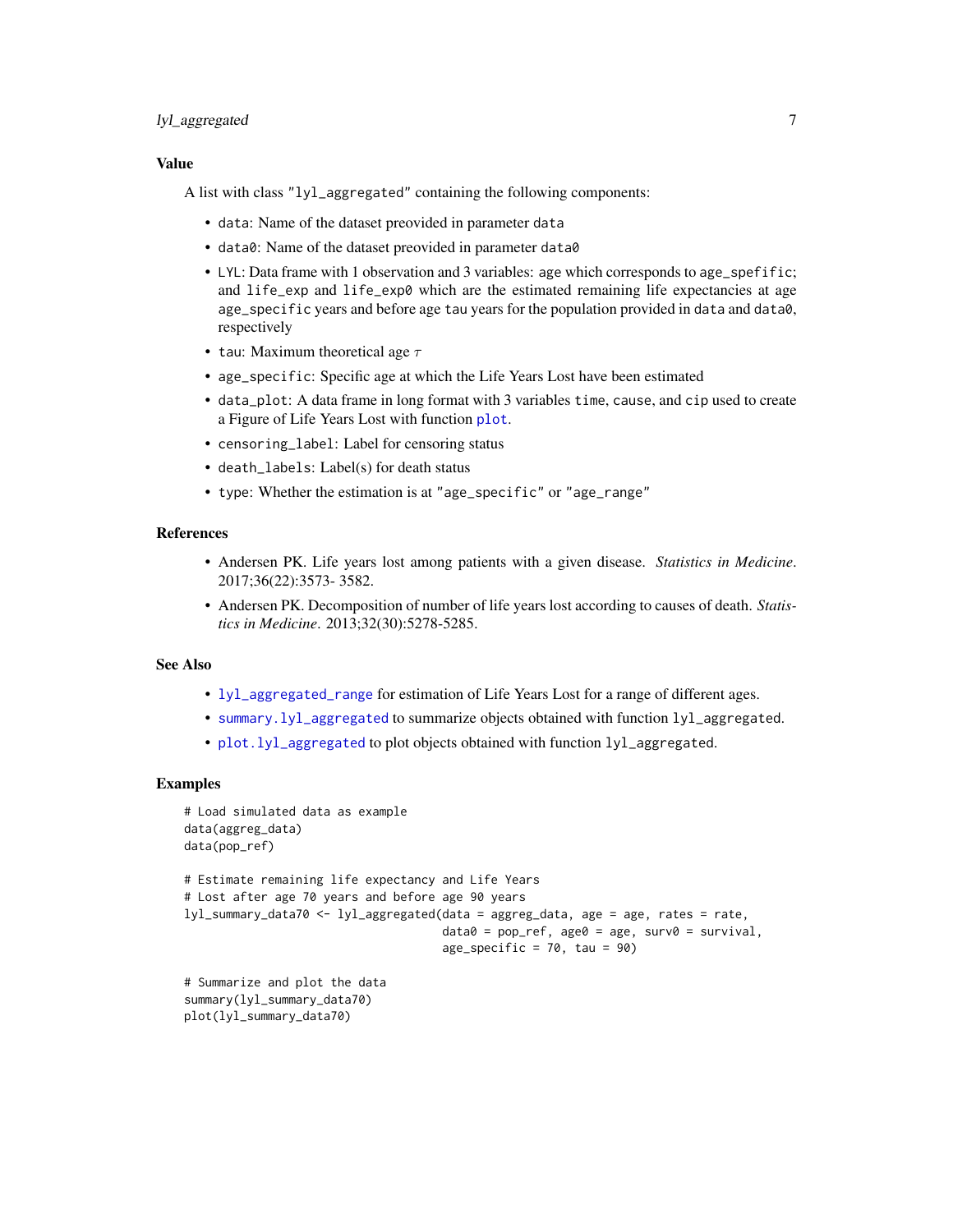## Value

A list with class "lyl_aggregated" containing the following components:

- `data`: Name of the dataset preovided in parameter `data`
- `data0`: Name of the dataset preovided in parameter `data0`
- `LYL`: Data frame with 1 observation and 3 variables: `age` which corresponds to `age_spefific`; and `life_exp` and `life_exp0` which are the estimated remaining life expectancies at age `age_specific` years and before age `tau` years for the population provided in `data` and `data0`, respectively
- `tau`: Maximum theoretical age $\tau$
- `age_specific`: Specific age at which the Life Years Lost have been estimated
- `data_plot`: A data frame in long format with 3 variables `time`, `cause`, and `cip` used to create a Figure of Life Years Lost with function `plot`.
- `censoring_label`: Label for censoring status
- `death_labels`: Label(s) for death status
- `type`: Whether the estimation is at "age_specific" or "age_range"

## References

- Andersen PK. Life years lost among patients with a given disease. *Statistics in Medicine*. 2017;36(22):3573- 3582.
- Andersen PK. Decomposition of number of life years lost according to causes of death. *Statistics in Medicine*. 2013;32(30):5278-5285.

## See Also

- `lyl_aggregated_range` for estimation of Life Years Lost for a range of different ages.
- `summary.lyl_aggregated` to summarize objects obtained with function `lyl_aggregated`.
- `plot.lyl_aggregated` to plot objects obtained with function `lyl_aggregated`.

## Examples

```
# Load simulated data as example
data(aggreg_data)
data(pop_ref)

# Estimate remaining life expectancy and Life Years
# Lost after age 70 years and before age 90 years
lyl_summary_data70 <- lyl_aggregated(data = aggreg_data, age = age, rates = rate,
                                     data0 = pop_ref, age0 = age, surv0 = survival,
                                     age_specific = 70, tau = 90)

# Summarize and plot the data
summary(lyl_summary_data70)
plot(lyl_summary_data70)
```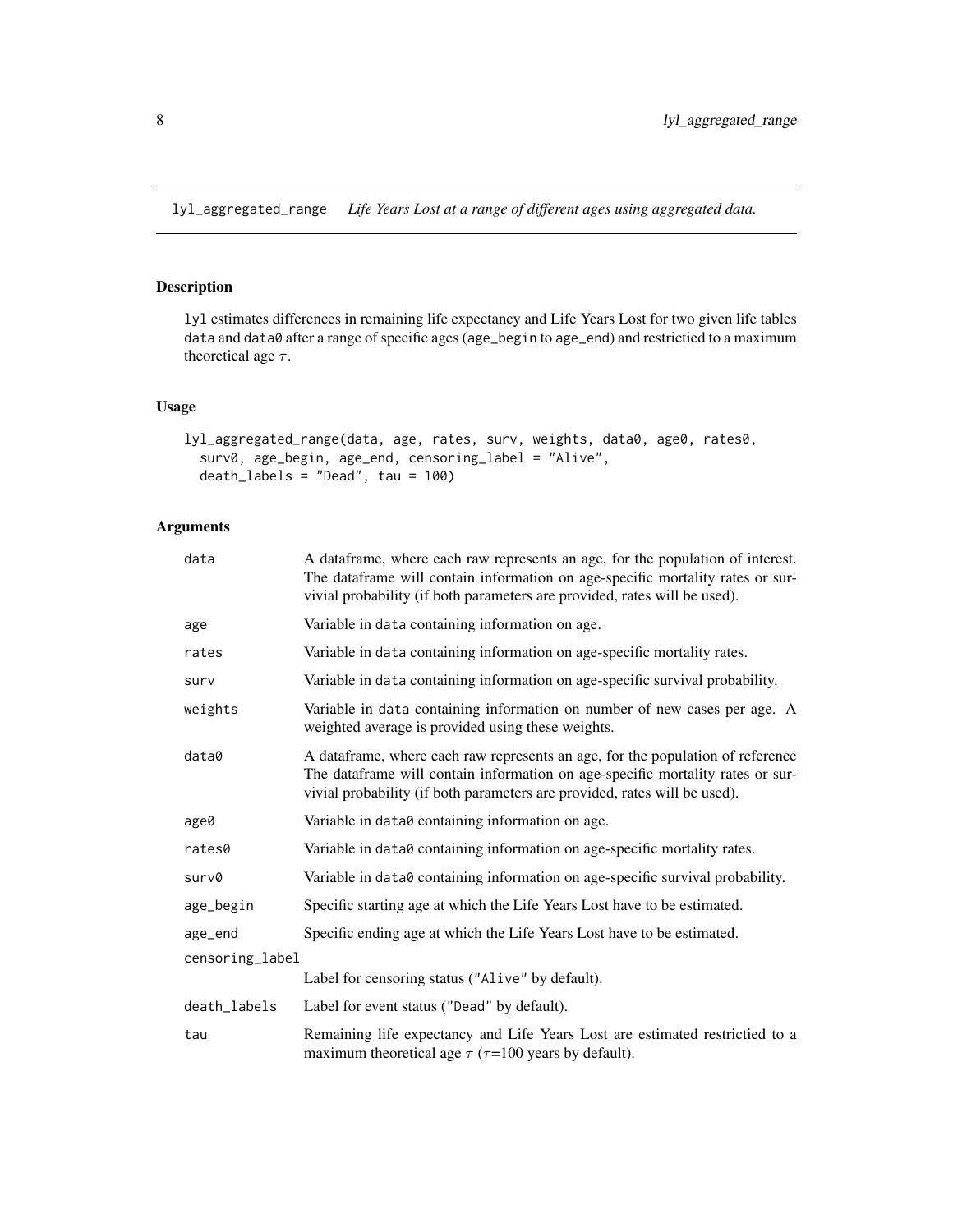## lyl_aggregated_range *Life Years Lost at a range of different ages using aggregated data.*

### Description

lyl estimates differences in remaining life expectancy and Life Years Lost for two given life tables data and data0 after a range of specific ages (age_begin to age_end) and restrictied to a maximum theoretical age $\tau$.

### Usage

```
lyl_aggregated_range(data, age, rates, surv, weights, data0, age0, rates0,
  surv0, age_begin, age_end, censoring_label = "Alive",
  death_labels = "Dead", tau = 100)
```

### Arguments

| | |
|---|---|
| data | A dataframe, where each raw represents an age, for the population of interest. The dataframe will contain information on age-specific mortality rates or survivial probability (if both parameters are provided, rates will be used). |
| age | Variable in data containing information on age. |
| rates | Variable in data containing information on age-specific mortality rates. |
| surv | Variable in data containing information on age-specific survival probability. |
| weights | Variable in data containing information on number of new cases per age. A weighted average is provided using these weights. |
| data0 | A dataframe, where each raw represents an age, for the population of reference The dataframe will contain information on age-specific mortality rates or survivial probability (if both parameters are provided, rates will be used). |
| age0 | Variable in data0 containing information on age. |
| rates0 | Variable in data0 containing information on age-specific mortality rates. |
| surv0 | Variable in data0 containing information on age-specific survival probability. |
| age_begin | Specific starting age at which the Life Years Lost have to be estimated. |
| age_end | Specific ending age at which the Life Years Lost have to be estimated. |
| censoring_label | Label for censoring status ("Alive" by default). |
| death_labels | Label for event status ("Dead" by default). |
| tau | Remaining life expectancy and Life Years Lost are estimated restrictied to a maximum theoretical age $\tau$ ($\tau$=100 years by default). |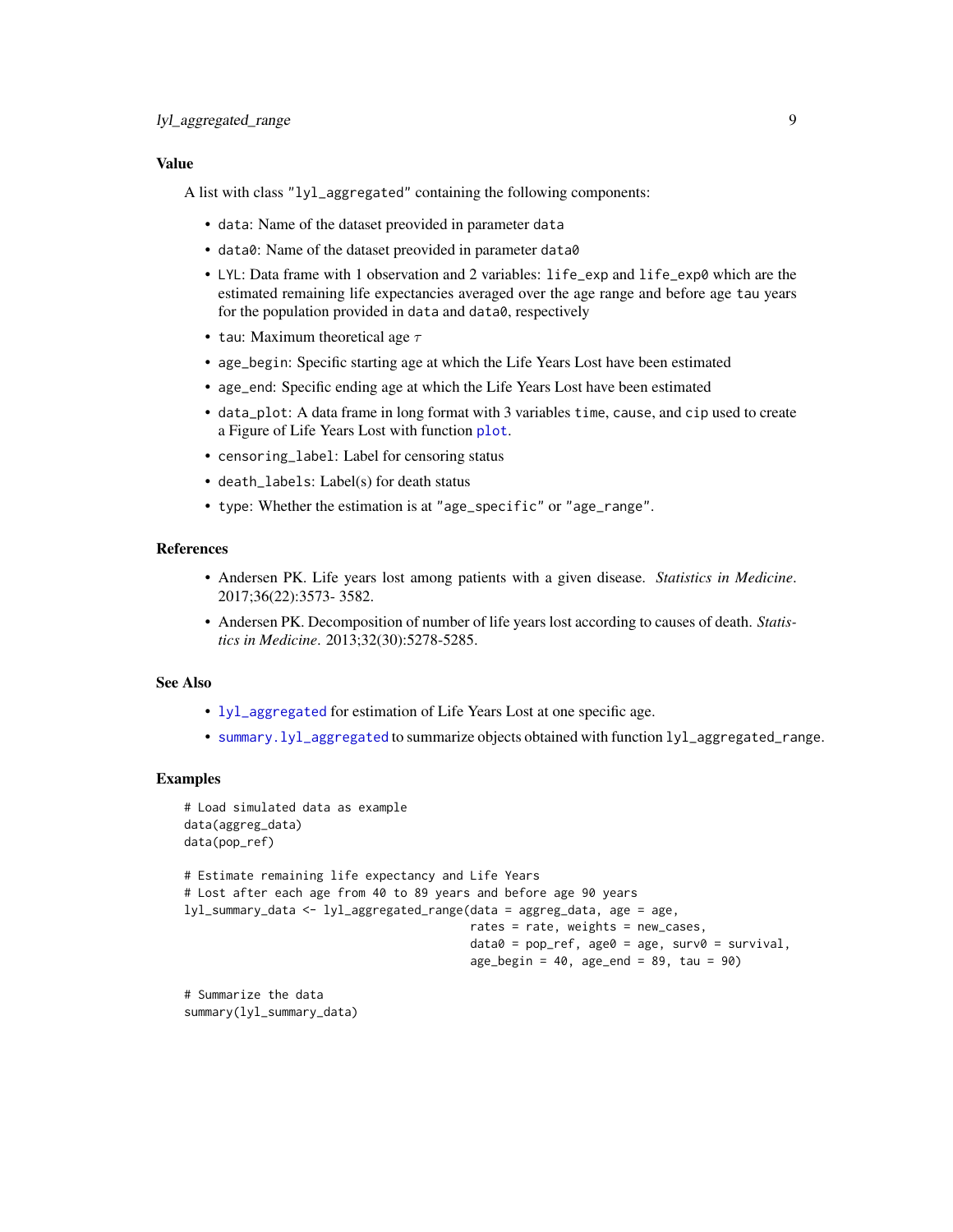## Value

A list with class "lyl_aggregated" containing the following components:

- `data`: Name of the dataset preovided in parameter `data`
- `data0`: Name of the dataset preovided in parameter `data0`
- `LYL`: Data frame with 1 observation and 2 variables: `life_exp` and `life_exp0` which are the estimated remaining life expectancies averaged over the age range and before age `tau` years for the population provided in `data` and `data0`, respectively
- `tau`: Maximum theoretical age $\tau$
- `age_begin`: Specific starting age at which the Life Years Lost have been estimated
- `age_end`: Specific ending age at which the Life Years Lost have been estimated
- `data_plot`: A data frame in long format with 3 variables `time`, `cause`, and `cip` used to create a Figure of Life Years Lost with function `plot`.
- `censoring_label`: Label for censoring status
- `death_labels`: Label(s) for death status
- `type`: Whether the estimation is at "age_specific" or "age_range".

## References

- Andersen PK. Life years lost among patients with a given disease. *Statistics in Medicine*. 2017;36(22):3573- 3582.
- Andersen PK. Decomposition of number of life years lost according to causes of death. *Statistics in Medicine*. 2013;32(30):5278-5285.

## See Also

- `lyl_aggregated` for estimation of Life Years Lost at one specific age.
- `summary.lyl_aggregated` to summarize objects obtained with function `lyl_aggregated_range`.

## Examples

```
# Load simulated data as example
data(aggreg_data)
data(pop_ref)

# Estimate remaining life expectancy and Life Years
# Lost after each age from 40 to 89 years and before age 90 years
lyl_summary_data <- lyl_aggregated_range(data = aggreg_data, age = age,
                                         rates = rate, weights = new_cases,
                                         data0 = pop_ref, age0 = age, surv0 = survival,
                                         age_begin = 40, age_end = 89, tau = 90)

# Summarize the data
summary(lyl_summary_data)
```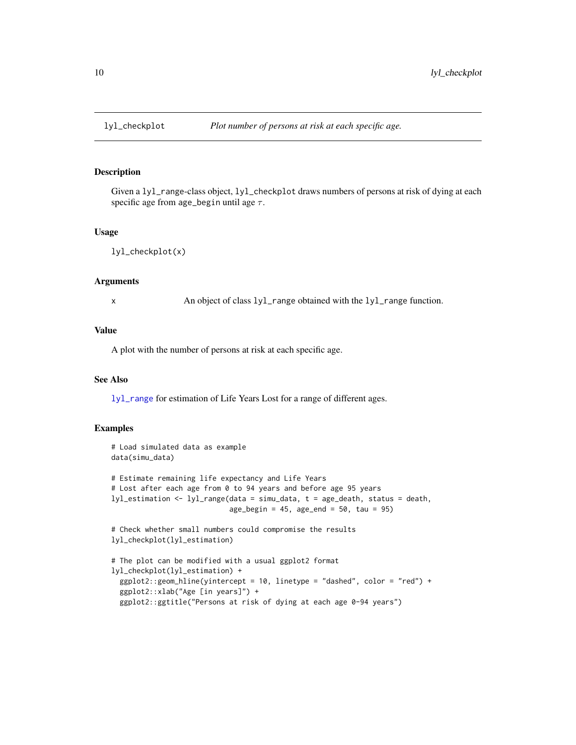# lyl_checkplot — *Plot number of persons at risk at each specific age.*

## Description

Given a `lyl_range`-class object, `lyl_checkplot` draws numbers of persons at risk of dying at each specific age from `age_begin` until age $\tau$.

## Usage

```
lyl_checkplot(x)
```

## Arguments

| | |
|---|---|
| x | An object of class `lyl_range` obtained with the `lyl_range` function. |

## Value

A plot with the number of persons at risk at each specific age.

## See Also

`lyl_range` for estimation of Life Years Lost for a range of different ages.

## Examples

```
# Load simulated data as example
data(simu_data)

# Estimate remaining life expectancy and Life Years
# Lost after each age from 0 to 94 years and before age 95 years
lyl_estimation <- lyl_range(data = simu_data, t = age_death, status = death,
                            age_begin = 45, age_end = 50, tau = 95)

# Check whether small numbers could compromise the results
lyl_checkplot(lyl_estimation)

# The plot can be modified with a usual ggplot2 format
lyl_checkplot(lyl_estimation) +
  ggplot2::geom_hline(yintercept = 10, linetype = "dashed", color = "red") +
  ggplot2::xlab("Age [in years]") +
  ggplot2::ggtitle("Persons at risk of dying at each age 0-94 years")
```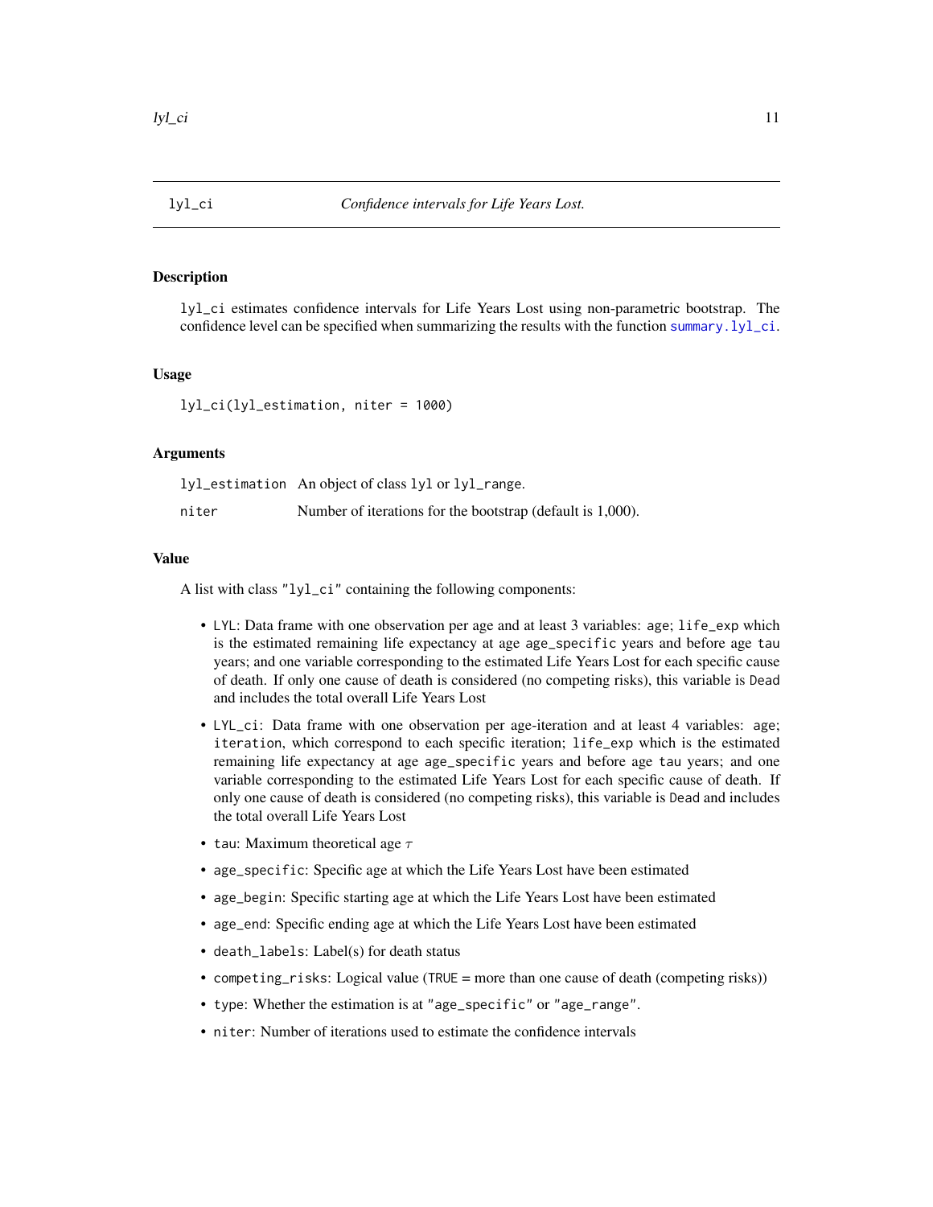## lyl_ci — *Confidence intervals for Life Years Lost.*

### Description

lyl_ci estimates confidence intervals for Life Years Lost using non-parametric bootstrap. The confidence level can be specified when summarizing the results with the function summary.lyl_ci.

### Usage

```
lyl_ci(lyl_estimation, niter = 1000)
```

### Arguments

| | |
|---|---|
| lyl_estimation | An object of class lyl or lyl_range. |
| niter | Number of iterations for the bootstrap (default is 1,000). |

### Value

A list with class "lyl_ci" containing the following components:

- LYL: Data frame with one observation per age and at least 3 variables: age; life_exp which is the estimated remaining life expectancy at age age_specific years and before age tau years; and one variable corresponding to the estimated Life Years Lost for each specific cause of death. If only one cause of death is considered (no competing risks), this variable is Dead and includes the total overall Life Years Lost
- LYL_ci: Data frame with one observation per age-iteration and at least 4 variables: age; iteration, which correspond to each specific iteration; life_exp which is the estimated remaining life expectancy at age age_specific years and before age tau years; and one variable corresponding to the estimated Life Years Lost for each specific cause of death. If only one cause of death is considered (no competing risks), this variable is Dead and includes the total overall Life Years Lost
- tau: Maximum theoretical age $\tau$
- age_specific: Specific age at which the Life Years Lost have been estimated
- age_begin: Specific starting age at which the Life Years Lost have been estimated
- age_end: Specific ending age at which the Life Years Lost have been estimated
- death_labels: Label(s) for death status
- competing_risks: Logical value (TRUE = more than one cause of death (competing risks))
- type: Whether the estimation is at "age_specific" or "age_range".
- niter: Number of iterations used to estimate the confidence intervals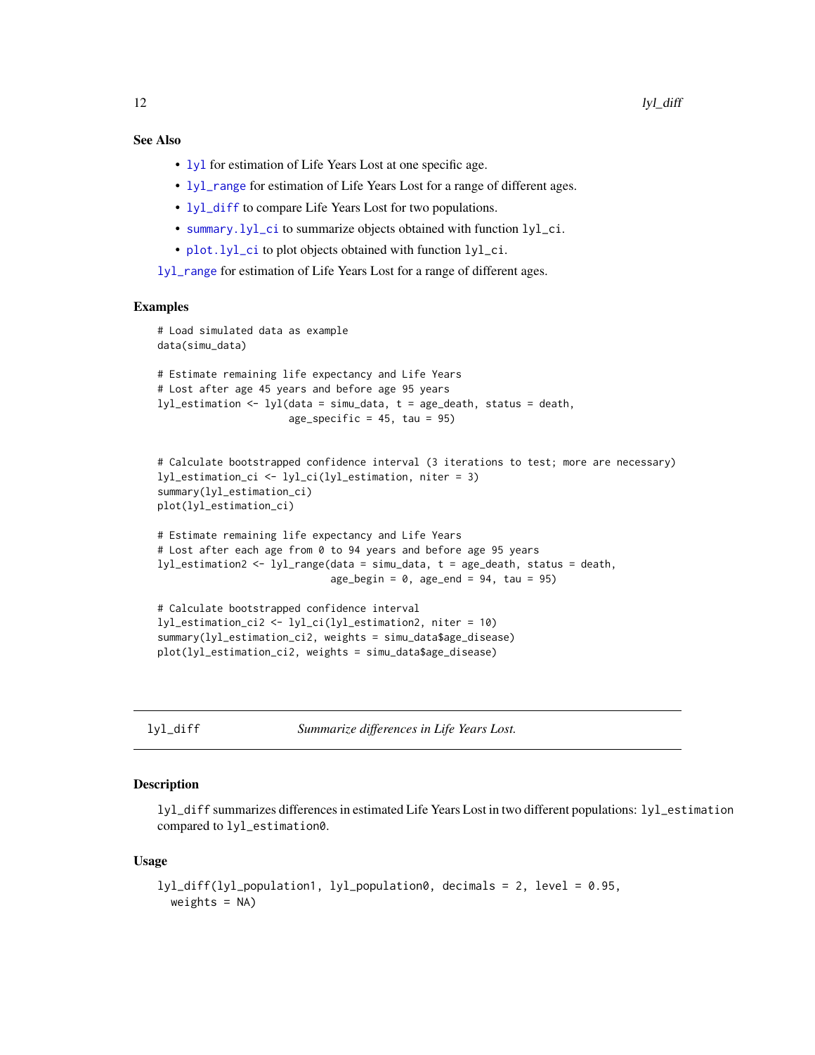### See Also

- `lyl` for estimation of Life Years Lost at one specific age.
- `lyl_range` for estimation of Life Years Lost for a range of different ages.
- `lyl_diff` to compare Life Years Lost for two populations.
- `summary.lyl_ci` to summarize objects obtained with function `lyl_ci`.
- `plot.lyl_ci` to plot objects obtained with function `lyl_ci`.

`lyl_range` for estimation of Life Years Lost for a range of different ages.

### Examples

```
# Load simulated data as example
data(simu_data)

# Estimate remaining life expectancy and Life Years
# Lost after age 45 years and before age 95 years
lyl_estimation <- lyl(data = simu_data, t = age_death, status = death,
                      age_specific = 45, tau = 95)


# Calculate bootstrapped confidence interval (3 iterations to test; more are necessary)
lyl_estimation_ci <- lyl_ci(lyl_estimation, niter = 3)
summary(lyl_estimation_ci)
plot(lyl_estimation_ci)

# Estimate remaining life expectancy and Life Years
# Lost after each age from 0 to 94 years and before age 95 years
lyl_estimation2 <- lyl_range(data = simu_data, t = age_death, status = death,
                             age_begin = 0, age_end = 94, tau = 95)

# Calculate bootstrapped confidence interval
lyl_estimation_ci2 <- lyl_ci(lyl_estimation2, niter = 10)
summary(lyl_estimation_ci2, weights = simu_data$age_disease)
plot(lyl_estimation_ci2, weights = simu_data$age_disease)
```

---

## lyl_diff — *Summarize differences in Life Years Lost.*

### Description

`lyl_diff` summarizes differences in estimated Life Years Lost in two different populations: `lyl_estimation` compared to `lyl_estimation0`.

### Usage

```
lyl_diff(lyl_population1, lyl_population0, decimals = 2, level = 0.95,
  weights = NA)
```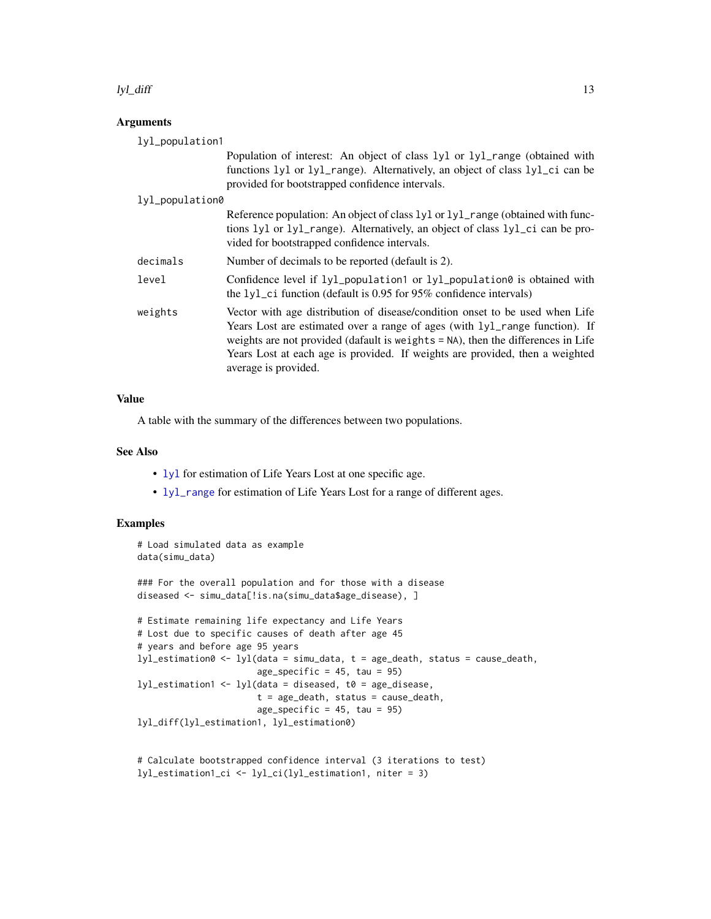### Arguments

| | |
|---|---|
| lyl_population1 | Population of interest: An object of class lyl or lyl_range (obtained with functions lyl or lyl_range). Alternatively, an object of class lyl_ci can be provided for bootstrapped confidence intervals. |
| lyl_population0 | Reference population: An object of class lyl or lyl_range (obtained with functions lyl or lyl_range). Alternatively, an object of class lyl_ci can be provided for bootstrapped confidence intervals. |
| decimals | Number of decimals to be reported (default is 2). |
| level | Confidence level if lyl_population1 or lyl_population0 is obtained with the lyl_ci function (default is 0.95 for 95% confidence intervals) |
| weights | Vector with age distribution of disease/condition onset to be used when Life Years Lost are estimated over a range of ages (with lyl_range function). If weights are not provided (dafault is weights = NA), then the differences in Life Years Lost at each age is provided. If weights are provided, then a weighted average is provided. |

### Value

A table with the summary of the differences between two populations.

### See Also

- lyl for estimation of Life Years Lost at one specific age.
- lyl_range for estimation of Life Years Lost for a range of different ages.

### Examples

```
# Load simulated data as example
data(simu_data)

### For the overall population and for those with a disease
diseased <- simu_data[!is.na(simu_data$age_disease), ]

# Estimate remaining life expectancy and Life Years
# Lost due to specific causes of death after age 45
# years and before age 95 years
lyl_estimation0 <- lyl(data = simu_data, t = age_death, status = cause_death,
                       age_specific = 45, tau = 95)
lyl_estimation1 <- lyl(data = diseased, t0 = age_disease,
                       t = age_death, status = cause_death,
                       age_specific = 45, tau = 95)
lyl_diff(lyl_estimation1, lyl_estimation0)


# Calculate bootstrapped confidence interval (3 iterations to test)
lyl_estimation1_ci <- lyl_ci(lyl_estimation1, niter = 3)
```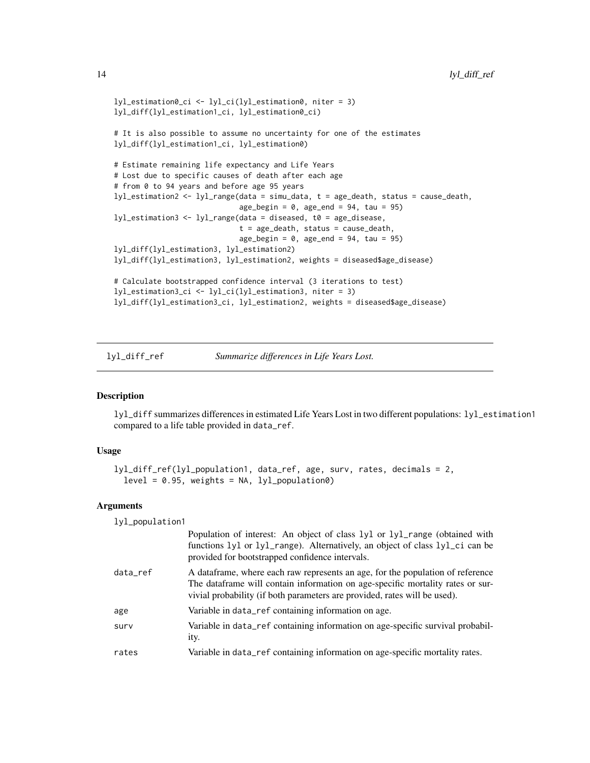```
lyl_estimation0_ci <- lyl_ci(lyl_estimation0, niter = 3)
lyl_diff(lyl_estimation1_ci, lyl_estimation0_ci)

# It is also possible to assume no uncertainty for one of the estimates
lyl_diff(lyl_estimation1_ci, lyl_estimation0)

# Estimate remaining life expectancy and Life Years
# Lost due to specific causes of death after each age
# from 0 to 94 years and before age 95 years
lyl_estimation2 <- lyl_range(data = simu_data, t = age_death, status = cause_death,
                             age_begin = 0, age_end = 94, tau = 95)
lyl_estimation3 <- lyl_range(data = diseased, t0 = age_disease,
                             t = age_death, status = cause_death,
                             age_begin = 0, age_end = 94, tau = 95)
lyl_diff(lyl_estimation3, lyl_estimation2)
lyl_diff(lyl_estimation3, lyl_estimation2, weights = diseased$age_disease)

# Calculate bootstrapped confidence interval (3 iterations to test)
lyl_estimation3_ci <- lyl_ci(lyl_estimation3, niter = 3)
lyl_diff(lyl_estimation3_ci, lyl_estimation2, weights = diseased$age_disease)
```

## lyl_diff_ref — *Summarize differences in Life Years Lost.*

### Description

lyl_diff summarizes differences in estimated Life Years Lost in two different populations: lyl_estimation1 compared to a life table provided in data_ref.

### Usage

```
lyl_diff_ref(lyl_population1, data_ref, age, surv, rates, decimals = 2,
  level = 0.95, weights = NA, lyl_population0)
```

### Arguments

| | |
|---|---|
| lyl_population1 | Population of interest: An object of class lyl or lyl_range (obtained with functions lyl or lyl_range). Alternatively, an object of class lyl_ci can be provided for bootstrapped confidence intervals. |
| data_ref | A dataframe, where each raw represents an age, for the population of reference The dataframe will contain information on age-specific mortality rates or survivial probability (if both parameters are provided, rates will be used). |
| age | Variable in data_ref containing information on age. |
| surv | Variable in data_ref containing information on age-specific survival probability. |
| rates | Variable in data_ref containing information on age-specific mortality rates. |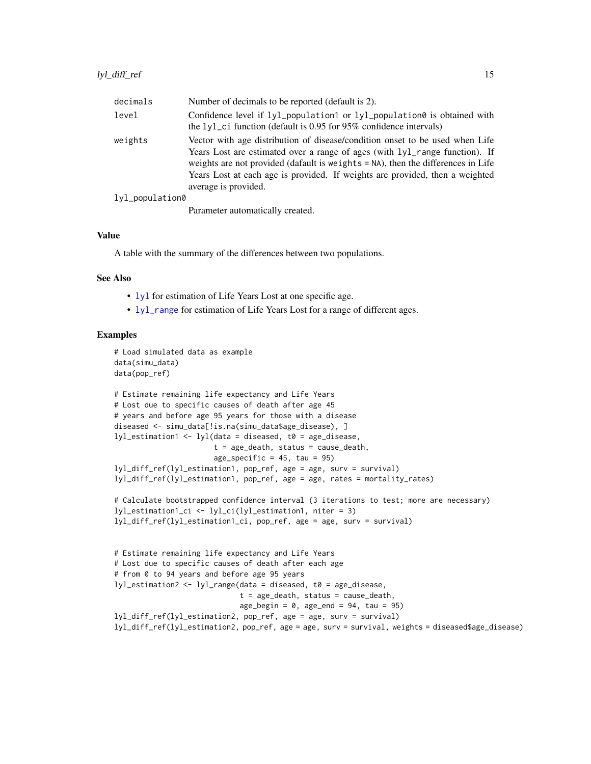| | |
|---|---|
| `decimals` | Number of decimals to be reported (default is 2). |
| `level` | Confidence level if `lyl_population1` or `lyl_population0` is obtained with the `lyl_ci` function (default is 0.95 for 95% confidence intervals) |
| `weights` | Vector with age distribution of disease/condition onset to be used when Life Years Lost are estimated over a range of ages (with `lyl_range` function). If weights are not provided (dafault is `weights = NA`), then the differences in Life Years Lost at each age is provided. If weights are provided, then a weighted average is provided. |
| `lyl_population0` | Parameter automatically created. |

## Value

A table with the summary of the differences between two populations.

## See Also

- `lyl` for estimation of Life Years Lost at one specific age.
- `lyl_range` for estimation of Life Years Lost for a range of different ages.

## Examples

```
# Load simulated data as example
data(simu_data)
data(pop_ref)

# Estimate remaining life expectancy and Life Years
# Lost due to specific causes of death after age 45
# years and before age 95 years for those with a disease
diseased <- simu_data[!is.na(simu_data$age_disease), ]
lyl_estimation1 <- lyl(data = diseased, t0 = age_disease,
                       t = age_death, status = cause_death,
                       age_specific = 45, tau = 95)
lyl_diff_ref(lyl_estimation1, pop_ref, age = age, surv = survival)
lyl_diff_ref(lyl_estimation1, pop_ref, age = age, rates = mortality_rates)

# Calculate bootstrapped confidence interval (3 iterations to test; more are necessary)
lyl_estimation1_ci <- lyl_ci(lyl_estimation1, niter = 3)
lyl_diff_ref(lyl_estimation1_ci, pop_ref, age = age, surv = survival)


# Estimate remaining life expectancy and Life Years
# Lost due to specific causes of death after each age
# from 0 to 94 years and before age 95 years
lyl_estimation2 <- lyl_range(data = diseased, t0 = age_disease,
                             t = age_death, status = cause_death,
                             age_begin = 0, age_end = 94, tau = 95)
lyl_diff_ref(lyl_estimation2, pop_ref, age = age, surv = survival)
lyl_diff_ref(lyl_estimation2, pop_ref, age = age, surv = survival, weights = diseased$age_disease)
```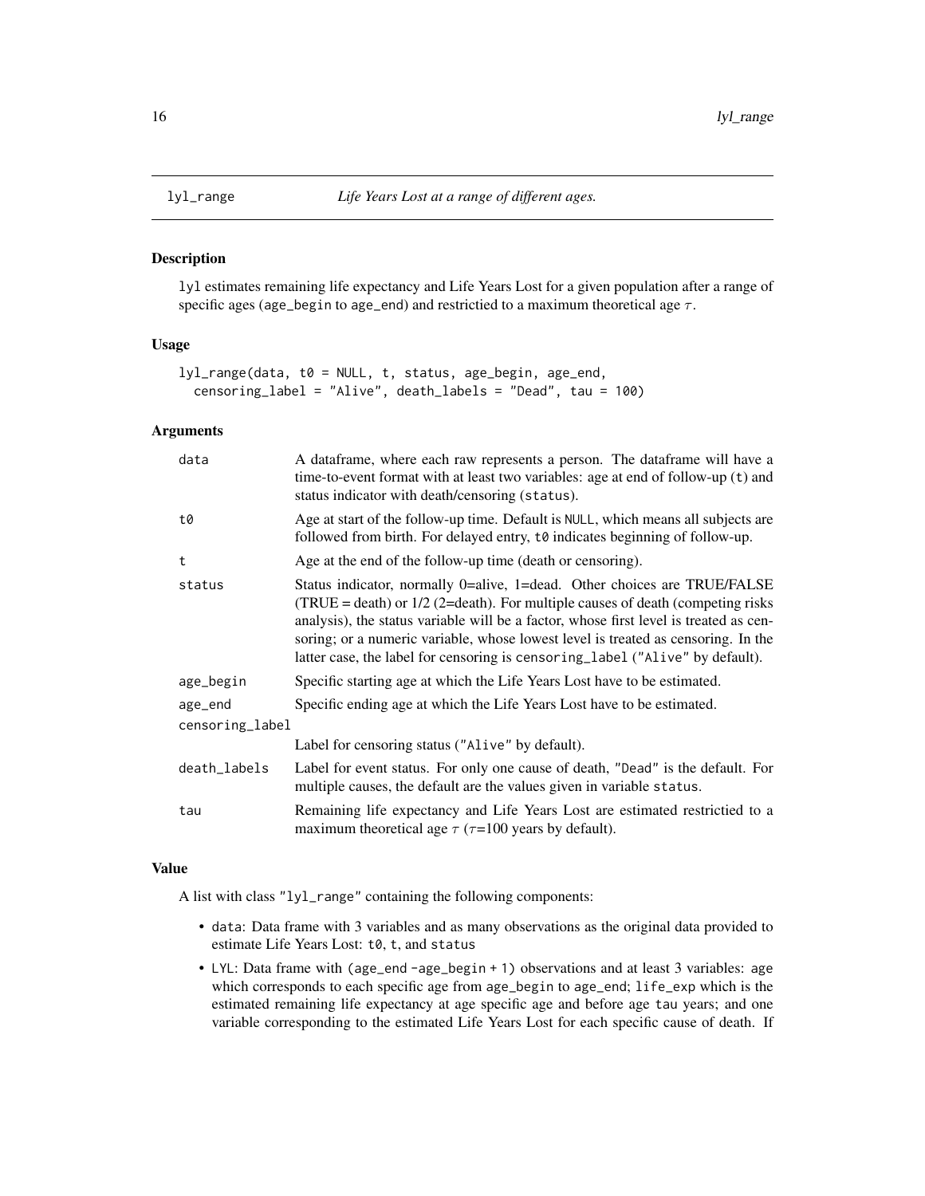# lyl_range — *Life Years Lost at a range of different ages.*

## Description

`lyl` estimates remaining life expectancy and Life Years Lost for a given population after a range of specific ages (`age_begin` to `age_end`) and restrictied to a maximum theoretical age $\tau$.

## Usage

```
lyl_range(data, t0 = NULL, t, status, age_begin, age_end,
  censoring_label = "Alive", death_labels = "Dead", tau = 100)
```

## Arguments

| Argument | Description |
| --- | --- |
| `data` | A dataframe, where each raw represents a person. The dataframe will have a time-to-event format with at least two variables: age at end of follow-up (`t`) and status indicator with death/censoring (`status`). |
| `t0` | Age at start of the follow-up time. Default is `NULL`, which means all subjects are followed from birth. For delayed entry, `t0` indicates beginning of follow-up. |
| `t` | Age at the end of the follow-up time (death or censoring). |
| `status` | Status indicator, normally 0=alive, 1=dead. Other choices are TRUE/FALSE (TRUE = death) or 1/2 (2=death). For multiple causes of death (competing risks analysis), the status variable will be a factor, whose first level is treated as censoring; or a numeric variable, whose lowest level is treated as censoring. In the latter case, the label for censoring is `censoring_label` (`"Alive"` by default). |
| `age_begin` | Specific starting age at which the Life Years Lost have to be estimated. |
| `age_end` | Specific ending age at which the Life Years Lost have to be estimated. |
| `censoring_label` | Label for censoring status (`"Alive"` by default). |
| `death_labels` | Label for event status. For only one cause of death, `"Dead"` is the default. For multiple causes, the default are the values given in variable `status`. |
| `tau` | Remaining life expectancy and Life Years Lost are estimated restrictied to a maximum theoretical age $\tau$ ($\tau$=100 years by default). |

## Value

A list with class `"lyl_range"` containing the following components:

- `data`: Data frame with 3 variables and as many observations as the original data provided to estimate Life Years Lost: `t0`, `t`, and `status`
- `LYL`: Data frame with (`age_end -age_begin + 1`) observations and at least 3 variables: `age` which corresponds to each specific age from `age_begin` to `age_end`; `life_exp` which is the estimated remaining life expectancy at age specific age and before age `tau` years; and one variable corresponding to the estimated Life Years Lost for each specific cause of death. If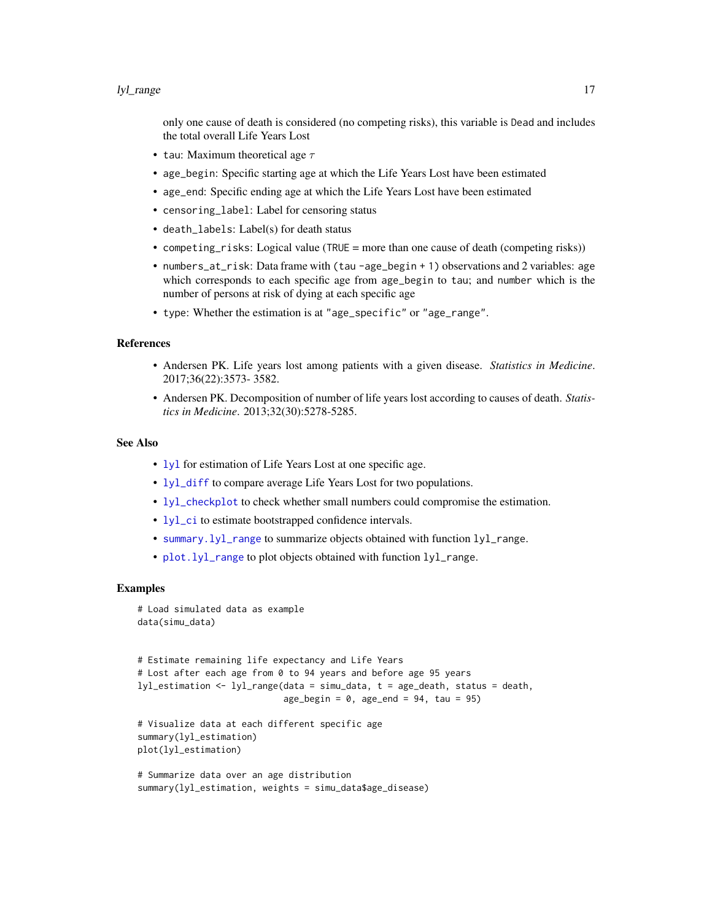only one cause of death is considered (no competing risks), this variable is `Dead` and includes the total overall Life Years Lost

- `tau`: Maximum theoretical age $\tau$
- `age_begin`: Specific starting age at which the Life Years Lost have been estimated
- `age_end`: Specific ending age at which the Life Years Lost have been estimated
- `censoring_label`: Label for censoring status
- `death_labels`: Label(s) for death status
- `competing_risks`: Logical value (`TRUE` = more than one cause of death (competing risks))
- `numbers_at_risk`: Data frame with (`tau -age_begin + 1`) observations and 2 variables: `age` which corresponds to each specific age from `age_begin` to `tau`; and `number` which is the number of persons at risk of dying at each specific age
- `type`: Whether the estimation is at `"age_specific"` or `"age_range"`.

### References

- Andersen PK. Life years lost among patients with a given disease. *Statistics in Medicine*. 2017;36(22):3573- 3582.
- Andersen PK. Decomposition of number of life years lost according to causes of death. *Statistics in Medicine*. 2013;32(30):5278-5285.

### See Also

- `lyl` for estimation of Life Years Lost at one specific age.
- `lyl_diff` to compare average Life Years Lost for two populations.
- `lyl_checkplot` to check whether small numbers could compromise the estimation.
- `lyl_ci` to estimate bootstrapped confidence intervals.
- `summary.lyl_range` to summarize objects obtained with function `lyl_range`.
- `plot.lyl_range` to plot objects obtained with function `lyl_range`.

### Examples

```
# Load simulated data as example
data(simu_data)


# Estimate remaining life expectancy and Life Years
# Lost after each age from 0 to 94 years and before age 95 years
lyl_estimation <- lyl_range(data = simu_data, t = age_death, status = death,
                            age_begin = 0, age_end = 94, tau = 95)

# Visualize data at each different specific age
summary(lyl_estimation)
plot(lyl_estimation)

# Summarize data over an age distribution
summary(lyl_estimation, weights = simu_data$age_disease)
```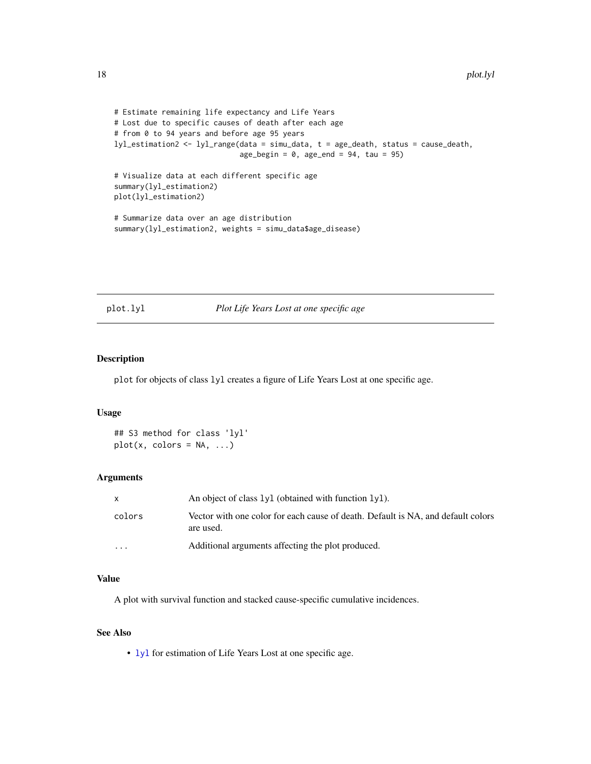```
# Estimate remaining life expectancy and Life Years
# Lost due to specific causes of death after each age
# from 0 to 94 years and before age 95 years
lyl_estimation2 <- lyl_range(data = simu_data, t = age_death, status = cause_death,
                             age_begin = 0, age_end = 94, tau = 95)

# Visualize data at each different specific age
summary(lyl_estimation2)
plot(lyl_estimation2)

# Summarize data over an age distribution
summary(lyl_estimation2, weights = simu_data$age_disease)
```

## plot.lyl — *Plot Life Years Lost at one specific age*

### Description

plot for objects of class lyl creates a figure of Life Years Lost at one specific age.

### Usage

```
## S3 method for class 'lyl'
plot(x, colors = NA, ...)
```

### Arguments

| | |
|---|---|
| x | An object of class lyl (obtained with function lyl). |
| colors | Vector with one color for each cause of death. Default is NA, and default colors are used. |
| ... | Additional arguments affecting the plot produced. |

### Value

A plot with survival function and stacked cause-specific cumulative incidences.

### See Also

- lyl for estimation of Life Years Lost at one specific age.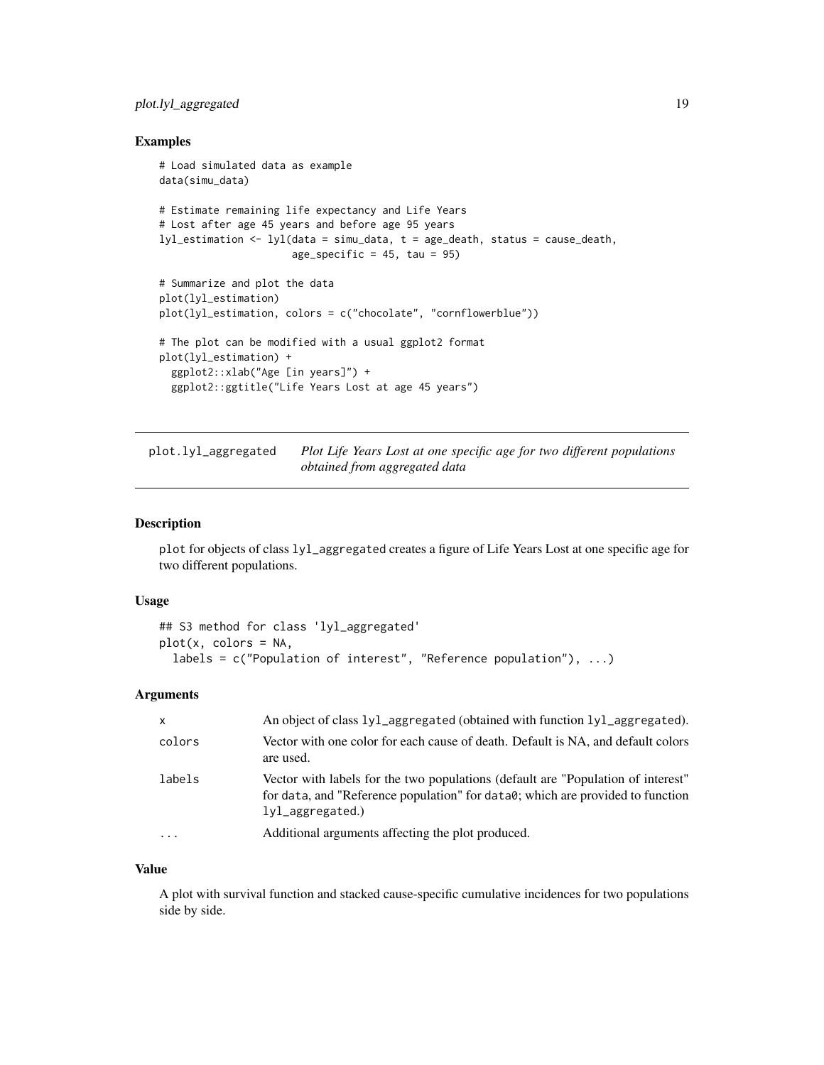### Examples

```
# Load simulated data as example
data(simu_data)

# Estimate remaining life expectancy and Life Years
# Lost after age 45 years and before age 95 years
lyl_estimation <- lyl(data = simu_data, t = age_death, status = cause_death,
                      age_specific = 45, tau = 95)

# Summarize and plot the data
plot(lyl_estimation)
plot(lyl_estimation, colors = c("chocolate", "cornflowerblue"))

# The plot can be modified with a usual ggplot2 format
plot(lyl_estimation) +
  ggplot2::xlab("Age [in years]") +
  ggplot2::ggtitle("Life Years Lost at age 45 years")
```

## plot.lyl_aggregated    *Plot Life Years Lost at one specific age for two different populations obtained from aggregated data*

### Description

plot for objects of class lyl_aggregated creates a figure of Life Years Lost at one specific age for two different populations.

### Usage

```
## S3 method for class 'lyl_aggregated'
plot(x, colors = NA,
  labels = c("Population of interest", "Reference population"), ...)
```

### Arguments

| | |
|---|---|
| x | An object of class lyl_aggregated (obtained with function lyl_aggregated). |
| colors | Vector with one color for each cause of death. Default is NA, and default colors are used. |
| labels | Vector with labels for the two populations (default are "Population of interest" for data, and "Reference population" for data0; which are provided to function lyl_aggregated.) |
| ... | Additional arguments affecting the plot produced. |

### Value

A plot with survival function and stacked cause-specific cumulative incidences for two populations side by side.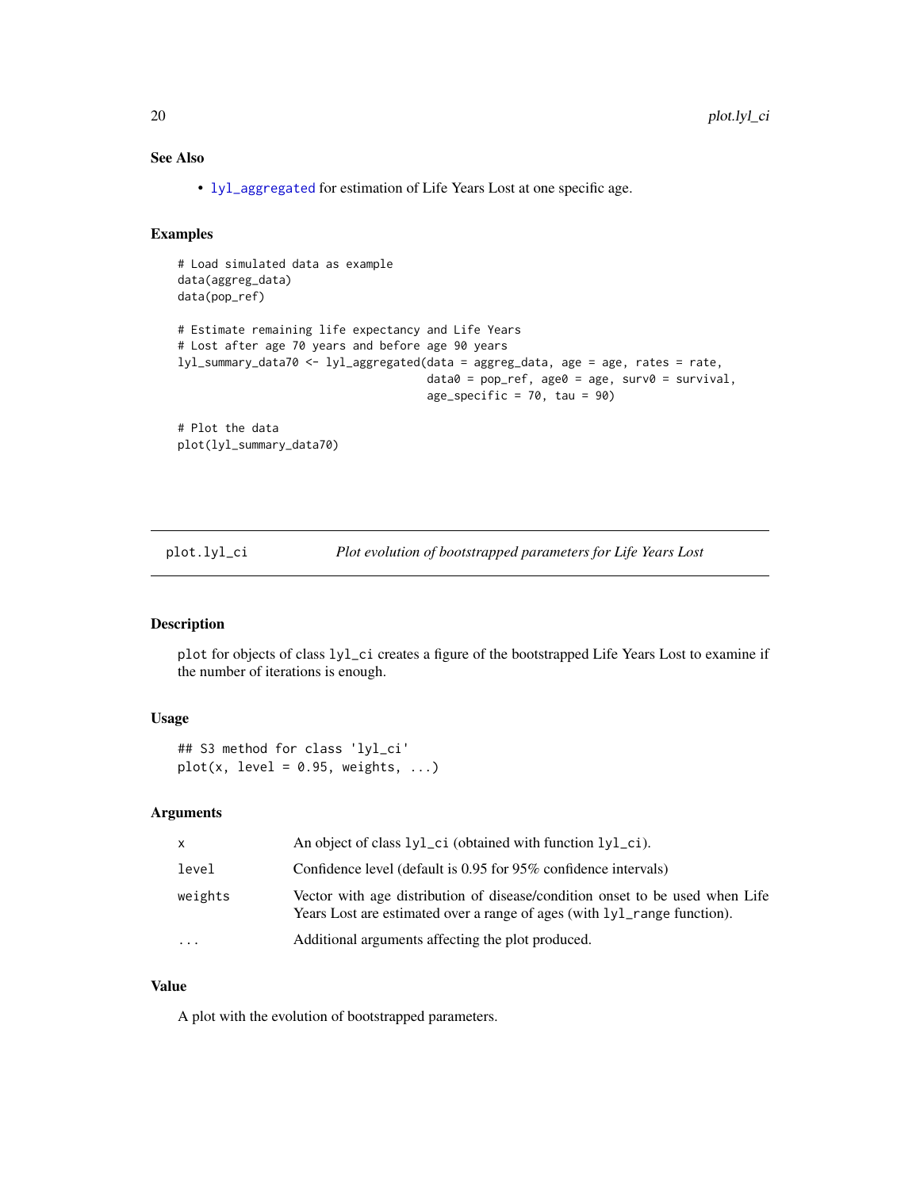### See Also

- `lyl_aggregated` for estimation of Life Years Lost at one specific age.

### Examples

```
# Load simulated data as example
data(aggreg_data)
data(pop_ref)

# Estimate remaining life expectancy and Life Years
# Lost after age 70 years and before age 90 years
lyl_summary_data70 <- lyl_aggregated(data = aggreg_data, age = age, rates = rate,
                                     data0 = pop_ref, age0 = age, surv0 = survival,
                                     age_specific = 70, tau = 90)

# Plot the data
plot(lyl_summary_data70)
```

---

## plot.lyl_ci — *Plot evolution of bootstrapped parameters for Life Years Lost*

---

### Description

plot for objects of class lyl_ci creates a figure of the bootstrapped Life Years Lost to examine if the number of iterations is enough.

### Usage

```
## S3 method for class 'lyl_ci'
plot(x, level = 0.95, weights, ...)
```

### Arguments

| | |
|---|---|
| x | An object of class lyl_ci (obtained with function lyl_ci). |
| level | Confidence level (default is 0.95 for 95% confidence intervals) |
| weights | Vector with age distribution of disease/condition onset to be used when Life Years Lost are estimated over a range of ages (with lyl_range function). |
| ... | Additional arguments affecting the plot produced. |

### Value

A plot with the evolution of bootstrapped parameters.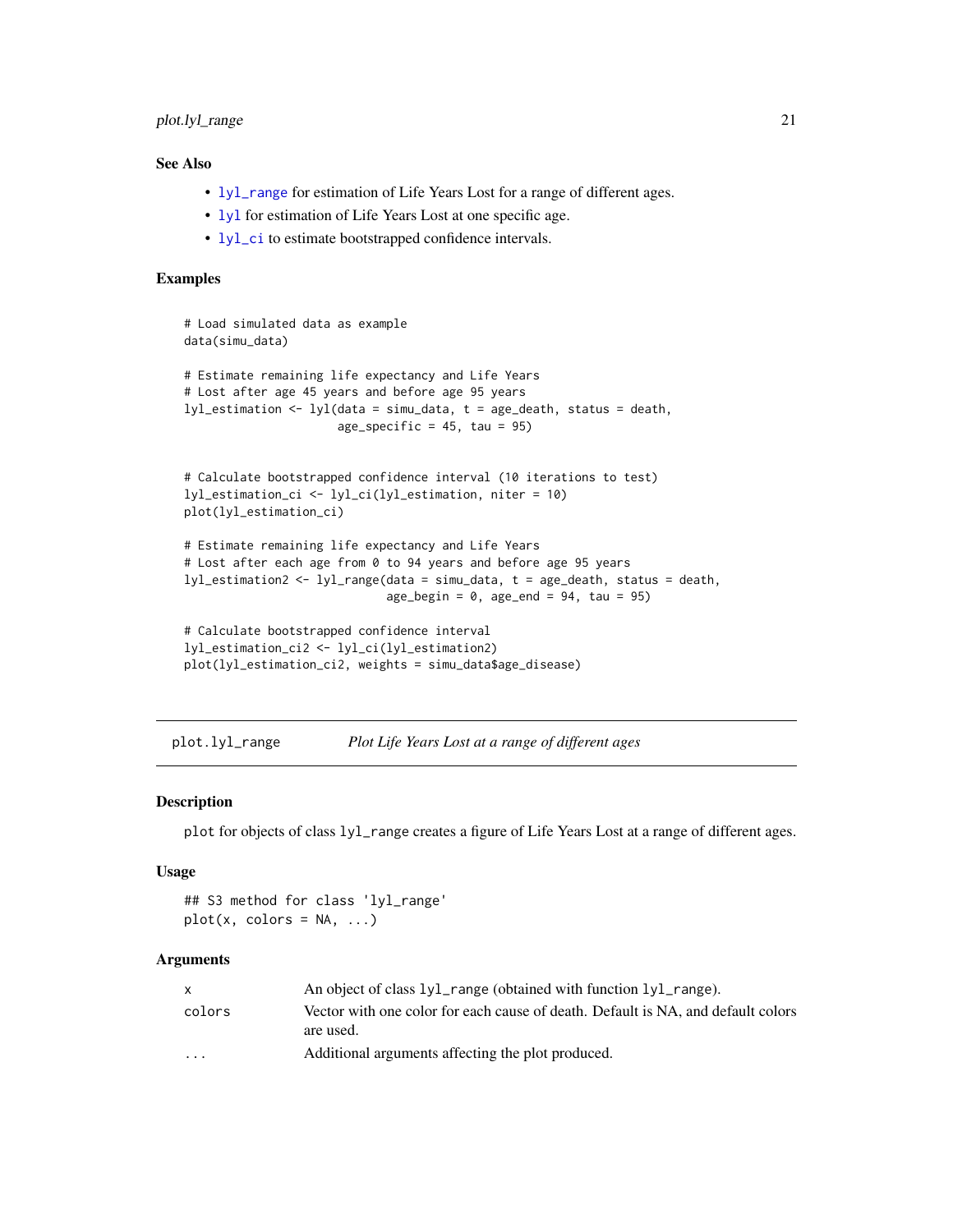### See Also

- `lyl_range` for estimation of Life Years Lost for a range of different ages.
- `lyl` for estimation of Life Years Lost at one specific age.
- `lyl_ci` to estimate bootstrapped confidence intervals.

### Examples

```
# Load simulated data as example
data(simu_data)

# Estimate remaining life expectancy and Life Years
# Lost after age 45 years and before age 95 years
lyl_estimation <- lyl(data = simu_data, t = age_death, status = death,
                      age_specific = 45, tau = 95)


# Calculate bootstrapped confidence interval (10 iterations to test)
lyl_estimation_ci <- lyl_ci(lyl_estimation, niter = 10)
plot(lyl_estimation_ci)

# Estimate remaining life expectancy and Life Years
# Lost after each age from 0 to 94 years and before age 95 years
lyl_estimation2 <- lyl_range(data = simu_data, t = age_death, status = death,
                             age_begin = 0, age_end = 94, tau = 95)

# Calculate bootstrapped confidence interval
lyl_estimation_ci2 <- lyl_ci(lyl_estimation2)
plot(lyl_estimation_ci2, weights = simu_data$age_disease)
```

---

## plot.lyl_range — *Plot Life Years Lost at a range of different ages*

### Description

`plot` for objects of class `lyl_range` creates a figure of Life Years Lost at a range of different ages.

### Usage

```
## S3 method for class 'lyl_range'
plot(x, colors = NA, ...)
```

### Arguments

| | |
|---|---|
| `x` | An object of class `lyl_range` (obtained with function `lyl_range`). |
| `colors` | Vector with one color for each cause of death. Default is NA, and default colors are used. |
| `...` | Additional arguments affecting the plot produced. |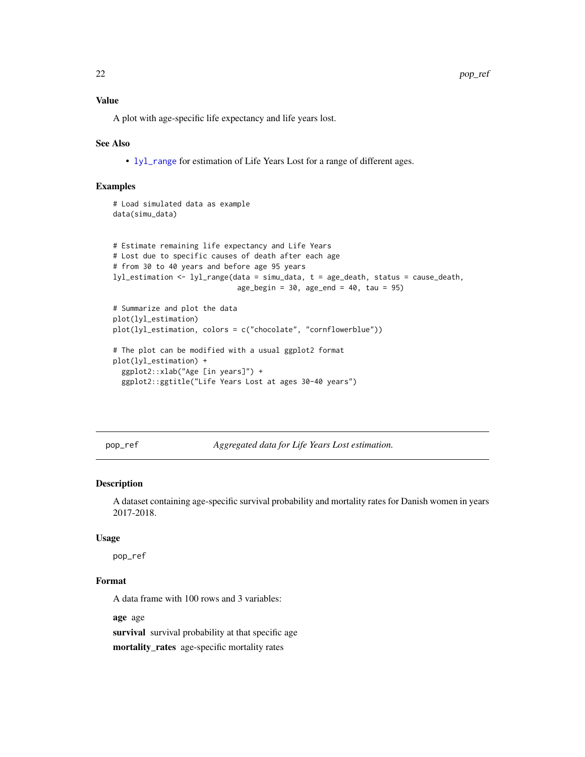### Value

A plot with age-specific life expectancy and life years lost.

### See Also

- `lyl_range` for estimation of Life Years Lost for a range of different ages.

### Examples

```
# Load simulated data as example
data(simu_data)


# Estimate remaining life expectancy and Life Years
# Lost due to specific causes of death after each age
# from 30 to 40 years and before age 95 years
lyl_estimation <- lyl_range(data = simu_data, t = age_death, status = cause_death,
                             age_begin = 30, age_end = 40, tau = 95)

# Summarize and plot the data
plot(lyl_estimation)
plot(lyl_estimation, colors = c("chocolate", "cornflowerblue"))

# The plot can be modified with a usual ggplot2 format
plot(lyl_estimation) +
  ggplot2::xlab("Age [in years]") +
  ggplot2::ggtitle("Life Years Lost at ages 30-40 years")
```

---

## pop_ref — *Aggregated data for Life Years Lost estimation.*

---

### Description

A dataset containing age-specific survival probability and mortality rates for Danish women in years 2017-2018.

### Usage

```
pop_ref
```

### Format

A data frame with 100 rows and 3 variables:

**age** age

**survival** survival probability at that specific age

**mortality_rates** age-specific mortality rates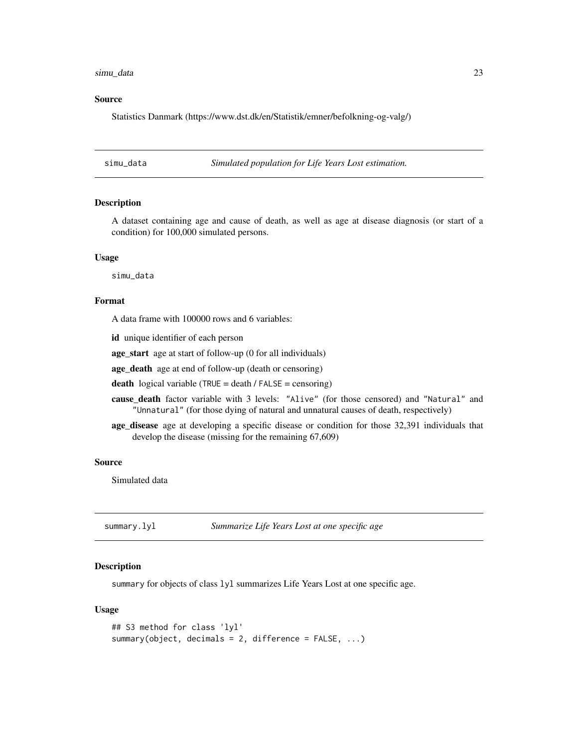### Source

Statistics Danmark (https://www.dst.dk/en/Statistik/emner/befolkning-og-valg/)

---

## simu_data — *Simulated population for Life Years Lost estimation.*

### Description

A dataset containing age and cause of death, as well as age at disease diagnosis (or start of a condition) for 100,000 simulated persons.

### Usage

```
simu_data
```

### Format

A data frame with 100000 rows and 6 variables:

**id** unique identifier of each person

**age_start** age at start of follow-up (0 for all individuals)

**age_death** age at end of follow-up (death or censoring)

**death** logical variable (`TRUE` = death / `FALSE` = censoring)

**cause_death** factor variable with 3 levels: `"Alive"` (for those censored) and `"Natural"` and `"Unnatural"` (for those dying of natural and unnatural causes of death, respectively)

**age_disease** age at developing a specific disease or condition for those 32,391 individuals that develop the disease (missing for the remaining 67,609)

### Source

Simulated data

---

## summary.lyl — *Summarize Life Years Lost at one specific age*

### Description

`summary` for objects of class `lyl` summarizes Life Years Lost at one specific age.

### Usage

```
## S3 method for class 'lyl'
summary(object, decimals = 2, difference = FALSE, ...)
```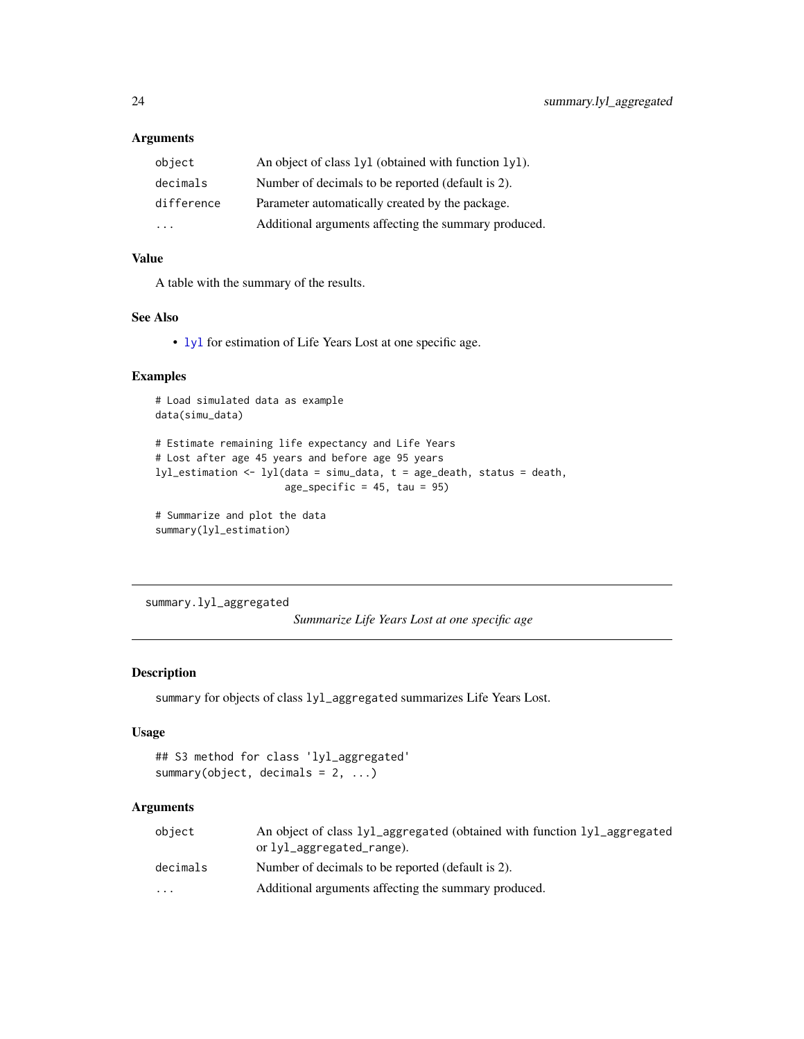### Arguments

| | |
|---|---|
| `object` | An object of class `lyl` (obtained with function `lyl`). |
| `decimals` | Number of decimals to be reported (default is 2). |
| `difference` | Parameter automatically created by the package. |
| `...` | Additional arguments affecting the summary produced. |

### Value

A table with the summary of the results.

### See Also

- `lyl` for estimation of Life Years Lost at one specific age.

### Examples

```
# Load simulated data as example
data(simu_data)

# Estimate remaining life expectancy and Life Years
# Lost after age 45 years and before age 95 years
lyl_estimation <- lyl(data = simu_data, t = age_death, status = death,
                      age_specific = 45, tau = 95)

# Summarize and plot the data
summary(lyl_estimation)
```

---

## summary.lyl_aggregated — *Summarize Life Years Lost at one specific age*

---

### Description

`summary` for objects of class `lyl_aggregated` summarizes Life Years Lost.

### Usage

```
## S3 method for class 'lyl_aggregated'
summary(object, decimals = 2, ...)
```

### Arguments

| | |
|---|---|
| `object` | An object of class `lyl_aggregated` (obtained with function `lyl_aggregated` or `lyl_aggregated_range`). |
| `decimals` | Number of decimals to be reported (default is 2). |
| `...` | Additional arguments affecting the summary produced. |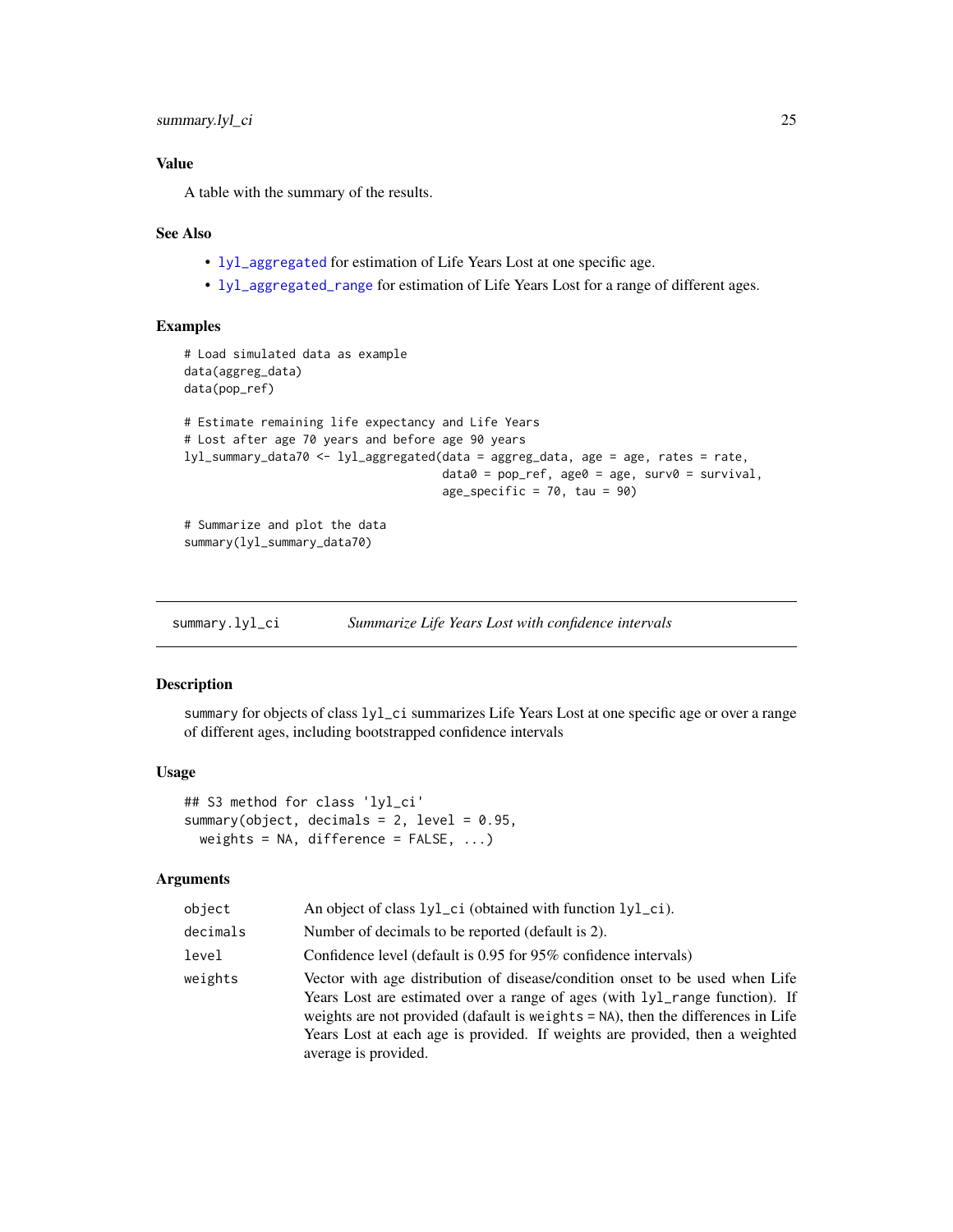### Value

A table with the summary of the results.

### See Also

- `lyl_aggregated` for estimation of Life Years Lost at one specific age.
- `lyl_aggregated_range` for estimation of Life Years Lost for a range of different ages.

### Examples

```
# Load simulated data as example
data(aggreg_data)
data(pop_ref)

# Estimate remaining life expectancy and Life Years
# Lost after age 70 years and before age 90 years
lyl_summary_data70 <- lyl_aggregated(data = aggreg_data, age = age, rates = rate,
                                     data0 = pop_ref, age0 = age, surv0 = survival,
                                     age_specific = 70, tau = 90)

# Summarize and plot the data
summary(lyl_summary_data70)
```

---

## summary.lyl_ci — *Summarize Life Years Lost with confidence intervals*

### Description

`summary` for objects of class `lyl_ci` summarizes Life Years Lost at one specific age or over a range of different ages, including bootstrapped confidence intervals

### Usage

```
## S3 method for class 'lyl_ci'
summary(object, decimals = 2, level = 0.95,
  weights = NA, difference = FALSE, ...)
```

### Arguments

| | |
|---|---|
| `object` | An object of class `lyl_ci` (obtained with function `lyl_ci`). |
| `decimals` | Number of decimals to be reported (default is 2). |
| `level` | Confidence level (default is 0.95 for 95% confidence intervals) |
| `weights` | Vector with age distribution of disease/condition onset to be used when Life Years Lost are estimated over a range of ages (with `lyl_range` function). If weights are not provided (dafault is `weights = NA`), then the differences in Life Years Lost at each age is provided. If weights are provided, then a weighted average is provided. |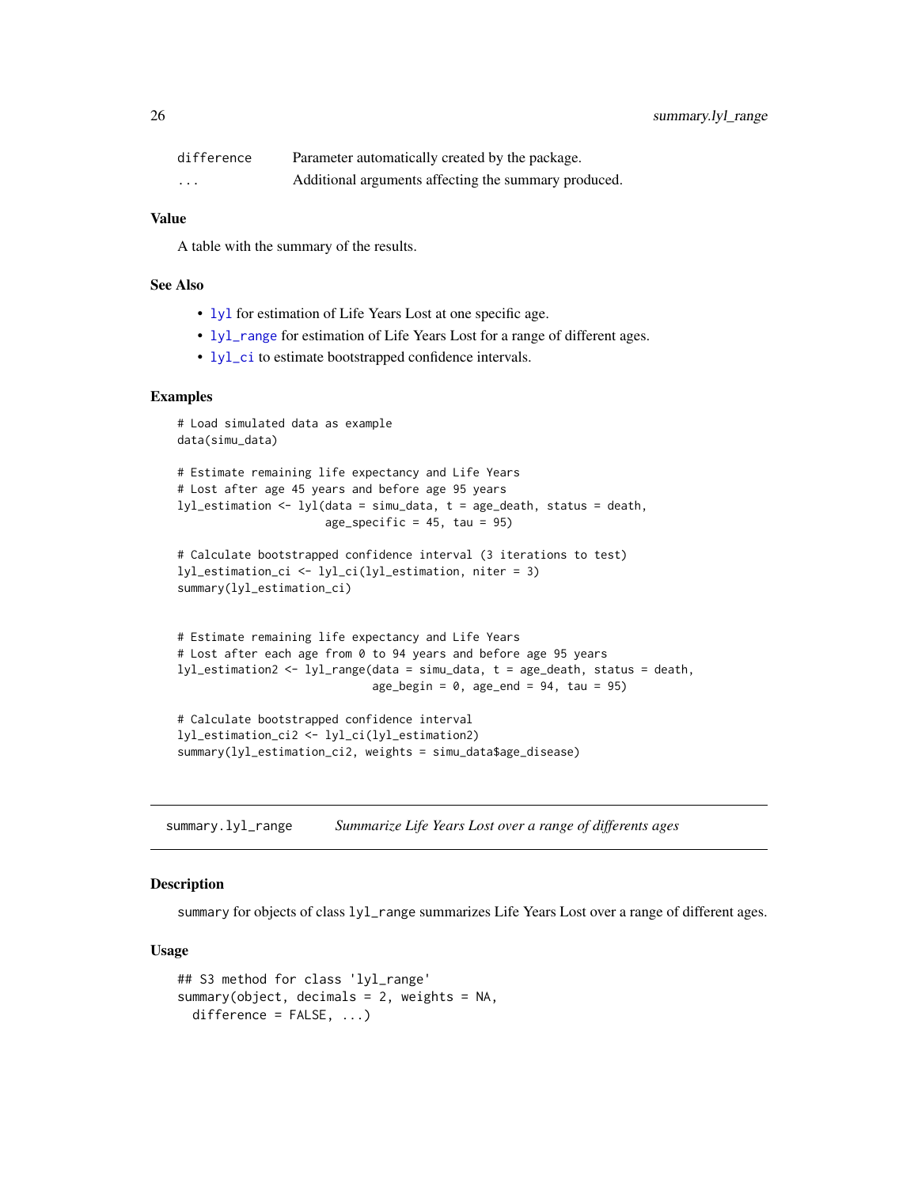| | |
|---|---|
| difference | Parameter automatically created by the package. |
| ... | Additional arguments affecting the summary produced. |

### Value

A table with the summary of the results.

### See Also

- lyl for estimation of Life Years Lost at one specific age.
- lyl_range for estimation of Life Years Lost for a range of different ages.
- lyl_ci to estimate bootstrapped confidence intervals.

### Examples

```
# Load simulated data as example
data(simu_data)

# Estimate remaining life expectancy and Life Years
# Lost after age 45 years and before age 95 years
lyl_estimation <- lyl(data = simu_data, t = age_death, status = death,
                      age_specific = 45, tau = 95)

# Calculate bootstrapped confidence interval (3 iterations to test)
lyl_estimation_ci <- lyl_ci(lyl_estimation, niter = 3)
summary(lyl_estimation_ci)


# Estimate remaining life expectancy and Life Years
# Lost after each age from 0 to 94 years and before age 95 years
lyl_estimation2 <- lyl_range(data = simu_data, t = age_death, status = death,
                             age_begin = 0, age_end = 94, tau = 95)

# Calculate bootstrapped confidence interval
lyl_estimation_ci2 <- lyl_ci(lyl_estimation2)
summary(lyl_estimation_ci2, weights = simu_data$age_disease)
```

## summary.lyl_range    *Summarize Life Years Lost over a range of differents ages*

### Description

summary for objects of class lyl_range summarizes Life Years Lost over a range of different ages.

### Usage

```
## S3 method for class 'lyl_range'
summary(object, decimals = 2, weights = NA,
  difference = FALSE, ...)
```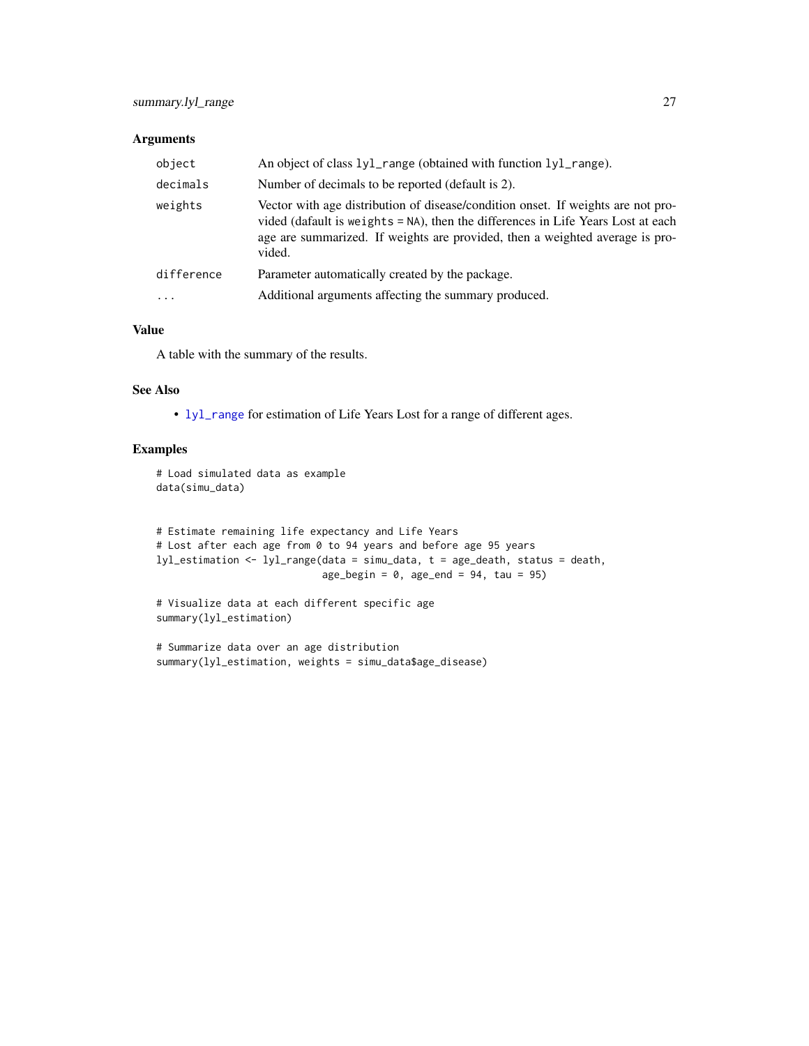## Arguments

| | |
|---|---|
| object | An object of class `lyl_range` (obtained with function `lyl_range`). |
| decimals | Number of decimals to be reported (default is 2). |
| weights | Vector with age distribution of disease/condition onset. If weights are not provided (dafault is `weights = NA`), then the differences in Life Years Lost at each age are summarized. If weights are provided, then a weighted average is provided. |
| difference | Parameter automatically created by the package. |
| ... | Additional arguments affecting the summary produced. |

## Value

A table with the summary of the results.

## See Also

- `lyl_range` for estimation of Life Years Lost for a range of different ages.

## Examples

```
# Load simulated data as example
data(simu_data)


# Estimate remaining life expectancy and Life Years
# Lost after each age from 0 to 94 years and before age 95 years
lyl_estimation <- lyl_range(data = simu_data, t = age_death, status = death,
                            age_begin = 0, age_end = 94, tau = 95)

# Visualize data at each different specific age
summary(lyl_estimation)

# Summarize data over an age distribution
summary(lyl_estimation, weights = simu_data$age_disease)
```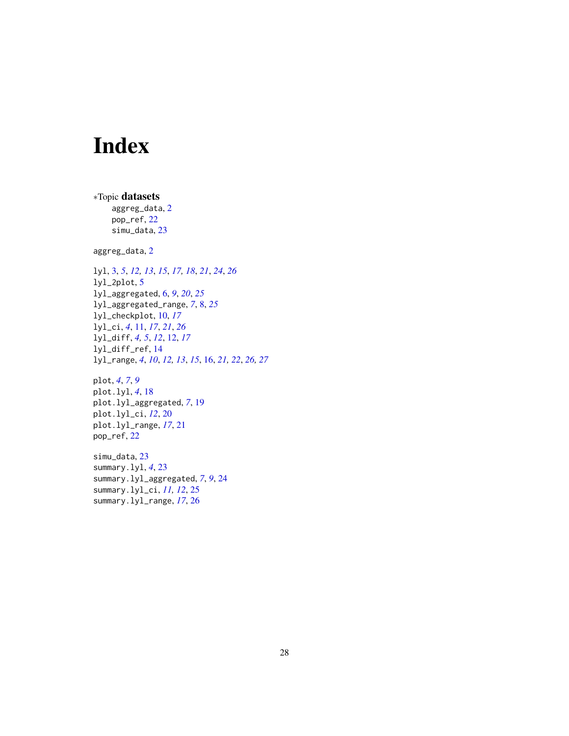# Index

*Topic **datasets**
  aggreg_data, 2
  pop_ref, 22
  simu_data, 23

aggreg_data, 2

lyl, 3, *5*, *12, 13*, *15*, *17, 18*, *21*, *24*, *26*
lyl_2plot, 5
lyl_aggregated, 6, *9*, *20*, *25*
lyl_aggregated_range, *7*, 8, *25*
lyl_checkplot, 10, *17*
lyl_ci, *4*, 11, *17*, *21*, *26*
lyl_diff, *4, 5*, *12*, 12, *17*
lyl_diff_ref, 14
lyl_range, *4*, *10*, *12, 13*, *15*, 16, *21, 22*, *26, 27*

plot, *4*, *7*, *9*
plot.lyl, *4*, 18
plot.lyl_aggregated, *7*, 19
plot.lyl_ci, *12*, 20
plot.lyl_range, *17*, 21
pop_ref, 22

simu_data, 23
summary.lyl, *4*, 23
summary.lyl_aggregated, *7*, *9*, 24
summary.lyl_ci, *11, 12*, 25
summary.lyl_range, *17*, 26